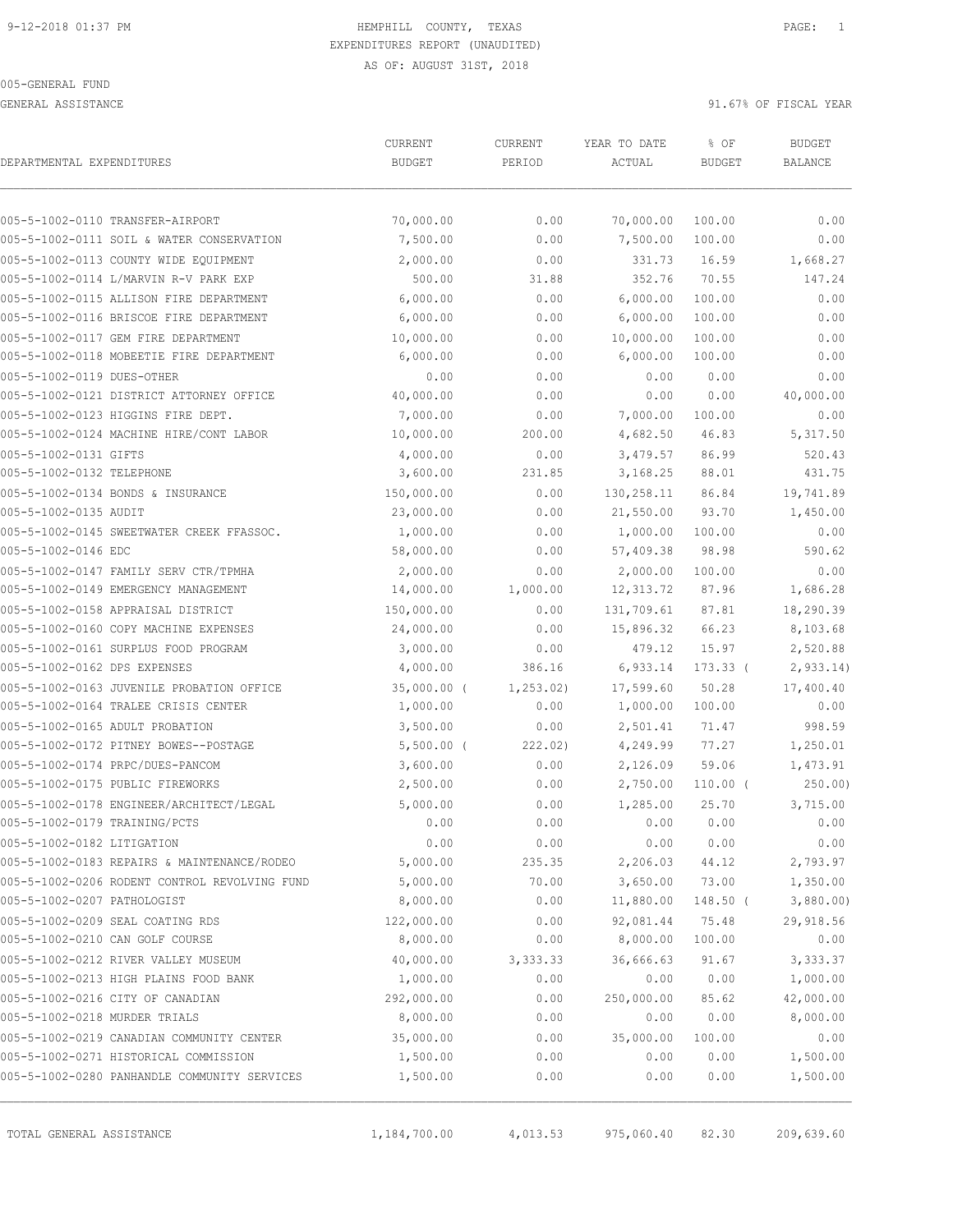9-12-2018 01:37 PM

# HEMPHILL COUNTY, TEXAS

EXPENDITURES REPORT (UNAUDITED)

AS OF: AUGUST 31ST, 2018

005-GENERAL FUND

GENERAL ASSISTANCE

91.67% OF FISCAL YEAR

| DEPARTMENTAL EXPENDITURES | CURRENT BUDGET | CURRENT PERIOD | YEAR TO DATE ACTUAL | % OF BUDGET | BUDGET BALANCE |
|---|---|---|---|---|---|
| 005-5-1002-0110 TRANSFER-AIRPORT | 70,000.00 | 0.00 | 70,000.00 | 100.00 | 0.00 |
| 005-5-1002-0111 SOIL & WATER CONSERVATION | 7,500.00 | 0.00 | 7,500.00 | 100.00 | 0.00 |
| 005-5-1002-0113 COUNTY WIDE EQUIPMENT | 2,000.00 | 0.00 | 331.73 | 16.59 | 1,668.27 |
| 005-5-1002-0114 L/MARVIN R-V PARK EXP | 500.00 | 31.88 | 352.76 | 70.55 | 147.24 |
| 005-5-1002-0115 ALLISON FIRE DEPARTMENT | 6,000.00 | 0.00 | 6,000.00 | 100.00 | 0.00 |
| 005-5-1002-0116 BRISCOE FIRE DEPARTMENT | 6,000.00 | 0.00 | 6,000.00 | 100.00 | 0.00 |
| 005-5-1002-0117 GEM FIRE DEPARTMENT | 10,000.00 | 0.00 | 10,000.00 | 100.00 | 0.00 |
| 005-5-1002-0118 MOBEETIE FIRE DEPARTMENT | 6,000.00 | 0.00 | 6,000.00 | 100.00 | 0.00 |
| 005-5-1002-0119 DUES-OTHER | 0.00 | 0.00 | 0.00 | 0.00 | 0.00 |
| 005-5-1002-0121 DISTRICT ATTORNEY OFFICE | 40,000.00 | 0.00 | 0.00 | 0.00 | 40,000.00 |
| 005-5-1002-0123 HIGGINS FIRE DEPT. | 7,000.00 | 0.00 | 7,000.00 | 100.00 | 0.00 |
| 005-5-1002-0124 MACHINE HIRE/CONT LABOR | 10,000.00 | 200.00 | 4,682.50 | 46.83 | 5,317.50 |
| 005-5-1002-0131 GIFTS | 4,000.00 | 0.00 | 3,479.57 | 86.99 | 520.43 |
| 005-5-1002-0132 TELEPHONE | 3,600.00 | 231.85 | 3,168.25 | 88.01 | 431.75 |
| 005-5-1002-0134 BONDS & INSURANCE | 150,000.00 | 0.00 | 130,258.11 | 86.84 | 19,741.89 |
| 005-5-1002-0135 AUDIT | 23,000.00 | 0.00 | 21,550.00 | 93.70 | 1,450.00 |
| 005-5-1002-0145 SWEETWATER CREEK FFASSOC. | 1,000.00 | 0.00 | 1,000.00 | 100.00 | 0.00 |
| 005-5-1002-0146 EDC | 58,000.00 | 0.00 | 57,409.38 | 98.98 | 590.62 |
| 005-5-1002-0147 FAMILY SERV CTR/TPMHA | 2,000.00 | 0.00 | 2,000.00 | 100.00 | 0.00 |
| 005-5-1002-0149 EMERGENCY MANAGEMENT | 14,000.00 | 1,000.00 | 12,313.72 | 87.96 | 1,686.28 |
| 005-5-1002-0158 APPRAISAL DISTRICT | 150,000.00 | 0.00 | 131,709.61 | 87.81 | 18,290.39 |
| 005-5-1002-0160 COPY MACHINE EXPENSES | 24,000.00 | 0.00 | 15,896.32 | 66.23 | 8,103.68 |
| 005-5-1002-0161 SURPLUS FOOD PROGRAM | 3,000.00 | 0.00 | 479.12 | 15.97 | 2,520.88 |
| 005-5-1002-0162 DPS EXPENSES | 4,000.00 | 386.16 | 6,933.14 | 173.33 | ( 2,933.14) |
| 005-5-1002-0163 JUVENILE PROBATION OFFICE | 35,000.00 | ( 1,253.02) | 17,599.60 | 50.28 | 17,400.40 |
| 005-5-1002-0164 TRALEE CRISIS CENTER | 1,000.00 | 0.00 | 1,000.00 | 100.00 | 0.00 |
| 005-5-1002-0165 ADULT PROBATION | 3,500.00 | 0.00 | 2,501.41 | 71.47 | 998.59 |
| 005-5-1002-0172 PITNEY BOWES--POSTAGE | 5,500.00 | ( 222.02) | 4,249.99 | 77.27 | 1,250.01 |
| 005-5-1002-0174 PRPC/DUES-PANCOM | 3,600.00 | 0.00 | 2,126.09 | 59.06 | 1,473.91 |
| 005-5-1002-0175 PUBLIC FIREWORKS | 2,500.00 | 0.00 | 2,750.00 | 110.00 | ( 250.00) |
| 005-5-1002-0178 ENGINEER/ARCHITECT/LEGAL | 5,000.00 | 0.00 | 1,285.00 | 25.70 | 3,715.00 |
| 005-5-1002-0179 TRAINING/PCTS | 0.00 | 0.00 | 0.00 | 0.00 | 0.00 |
| 005-5-1002-0182 LITIGATION | 0.00 | 0.00 | 0.00 | 0.00 | 0.00 |
| 005-5-1002-0183 REPAIRS & MAINTENANCE/RODEO | 5,000.00 | 235.35 | 2,206.03 | 44.12 | 2,793.97 |
| 005-5-1002-0206 RODENT CONTROL REVOLVING FUND | 5,000.00 | 70.00 | 3,650.00 | 73.00 | 1,350.00 |
| 005-5-1002-0207 PATHOLOGIST | 8,000.00 | 0.00 | 11,880.00 | 148.50 | ( 3,880.00) |
| 005-5-1002-0209 SEAL COATING RDS | 122,000.00 | 0.00 | 92,081.44 | 75.48 | 29,918.56 |
| 005-5-1002-0210 CAN GOLF COURSE | 8,000.00 | 0.00 | 8,000.00 | 100.00 | 0.00 |
| 005-5-1002-0212 RIVER VALLEY MUSEUM | 40,000.00 | 3,333.33 | 36,666.63 | 91.67 | 3,333.37 |
| 005-5-1002-0213 HIGH PLAINS FOOD BANK | 1,000.00 | 0.00 | 0.00 | 0.00 | 1,000.00 |
| 005-5-1002-0216 CITY OF CANADIAN | 292,000.00 | 0.00 | 250,000.00 | 85.62 | 42,000.00 |
| 005-5-1002-0218 MURDER TRIALS | 8,000.00 | 0.00 | 0.00 | 0.00 | 8,000.00 |
| 005-5-1002-0219 CANADIAN COMMUNITY CENTER | 35,000.00 | 0.00 | 35,000.00 | 100.00 | 0.00 |
| 005-5-1002-0271 HISTORICAL COMMISSION | 1,500.00 | 0.00 | 0.00 | 0.00 | 1,500.00 |
| 005-5-1002-0280 PANHANDLE COMMUNITY SERVICES | 1,500.00 | 0.00 | 0.00 | 0.00 | 1,500.00 |
| TOTAL GENERAL ASSISTANCE | 1,184,700.00 | 4,013.53 | 975,060.40 | 82.30 | 209,639.60 |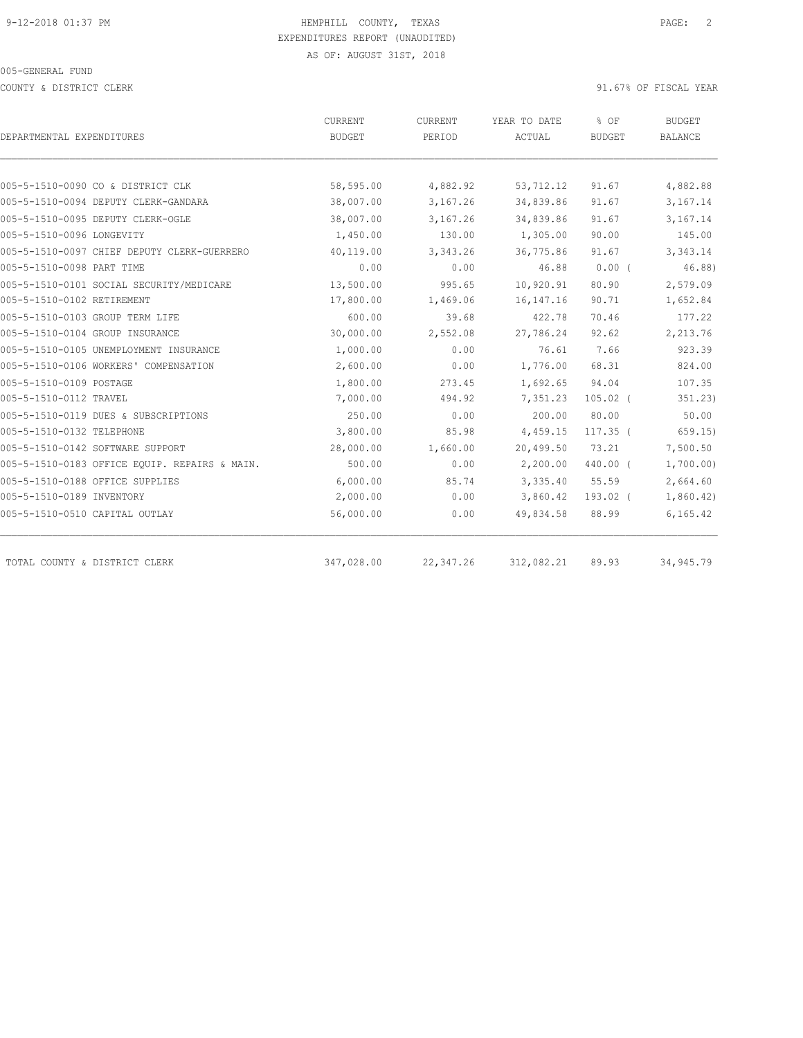9-12-2018 01:37 PM

HEMPHILL COUNTY, TEXAS

EXPENDITURES REPORT (UNAUDITED)

AS OF: AUGUST 31ST, 2018

005-GENERAL FUND

COUNTY & DISTRICT CLERK

91.67% OF FISCAL YEAR

| DEPARTMENTAL EXPENDITURES | CURRENT BUDGET | CURRENT PERIOD | YEAR TO DATE ACTUAL | % OF BUDGET | BUDGET BALANCE |
|---|---|---|---|---|---|
| 005-5-1510-0090 CO & DISTRICT CLK | 58,595.00 | 4,882.92 | 53,712.12 | 91.67 | 4,882.88 |
| 005-5-1510-0094 DEPUTY CLERK-GANDARA | 38,007.00 | 3,167.26 | 34,839.86 | 91.67 | 3,167.14 |
| 005-5-1510-0095 DEPUTY CLERK-OGLE | 38,007.00 | 3,167.26 | 34,839.86 | 91.67 | 3,167.14 |
| 005-5-1510-0096 LONGEVITY | 1,450.00 | 130.00 | 1,305.00 | 90.00 | 145.00 |
| 005-5-1510-0097 CHIEF DEPUTY CLERK-GUERRERO | 40,119.00 | 3,343.26 | 36,775.86 | 91.67 | 3,343.14 |
| 005-5-1510-0098 PART TIME | 0.00 | 0.00 | 46.88 | 0.00 ( | 46.88) |
| 005-5-1510-0101 SOCIAL SECURITY/MEDICARE | 13,500.00 | 995.65 | 10,920.91 | 80.90 | 2,579.09 |
| 005-5-1510-0102 RETIREMENT | 17,800.00 | 1,469.06 | 16,147.16 | 90.71 | 1,652.84 |
| 005-5-1510-0103 GROUP TERM LIFE | 600.00 | 39.68 | 422.78 | 70.46 | 177.22 |
| 005-5-1510-0104 GROUP INSURANCE | 30,000.00 | 2,552.08 | 27,786.24 | 92.62 | 2,213.76 |
| 005-5-1510-0105 UNEMPLOYMENT INSURANCE | 1,000.00 | 0.00 | 76.61 | 7.66 | 923.39 |
| 005-5-1510-0106 WORKERS' COMPENSATION | 2,600.00 | 0.00 | 1,776.00 | 68.31 | 824.00 |
| 005-5-1510-0109 POSTAGE | 1,800.00 | 273.45 | 1,692.65 | 94.04 | 107.35 |
| 005-5-1510-0112 TRAVEL | 7,000.00 | 494.92 | 7,351.23 | 105.02 ( | 351.23) |
| 005-5-1510-0119 DUES & SUBSCRIPTIONS | 250.00 | 0.00 | 200.00 | 80.00 | 50.00 |
| 005-5-1510-0132 TELEPHONE | 3,800.00 | 85.98 | 4,459.15 | 117.35 ( | 659.15) |
| 005-5-1510-0142 SOFTWARE SUPPORT | 28,000.00 | 1,660.00 | 20,499.50 | 73.21 | 7,500.50 |
| 005-5-1510-0183 OFFICE EQUIP. REPAIRS & MAIN. | 500.00 | 0.00 | 2,200.00 | 440.00 ( | 1,700.00) |
| 005-5-1510-0188 OFFICE SUPPLIES | 6,000.00 | 85.74 | 3,335.40 | 55.59 | 2,664.60 |
| 005-5-1510-0189 INVENTORY | 2,000.00 | 0.00 | 3,860.42 | 193.02 ( | 1,860.42) |
| 005-5-1510-0510 CAPITAL OUTLAY | 56,000.00 | 0.00 | 49,834.58 | 88.99 | 6,165.42 |
| TOTAL COUNTY & DISTRICT CLERK | 347,028.00 | 22,347.26 | 312,082.21 | 89.93 | 34,945.79 |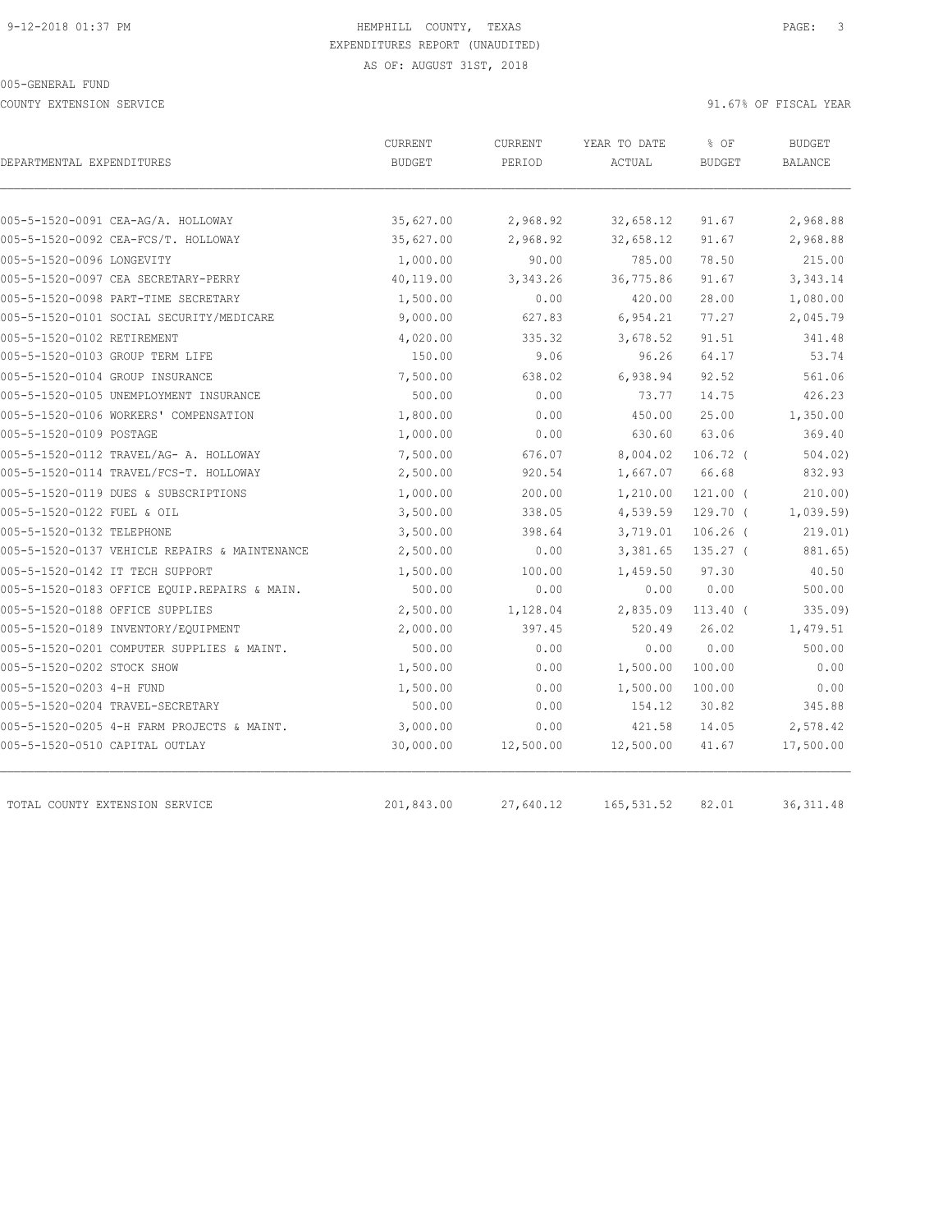HEMPHILL COUNTY, TEXAS
EXPENDITURES REPORT (UNAUDITED)
AS OF: AUGUST 31ST, 2018

005-GENERAL FUND

COUNTY EXTENSION SERVICE

91.67% OF FISCAL YEAR

| DEPARTMENTAL EXPENDITURES | CURRENT BUDGET | CURRENT PERIOD | YEAR TO DATE ACTUAL | % OF BUDGET | BUDGET BALANCE |
|---|---|---|---|---|---|
| 005-5-1520-0091 CEA-AG/A. HOLLOWAY | 35,627.00 | 2,968.92 | 32,658.12 | 91.67 | 2,968.88 |
| 005-5-1520-0092 CEA-FCS/T. HOLLOWAY | 35,627.00 | 2,968.92 | 32,658.12 | 91.67 | 2,968.88 |
| 005-5-1520-0096 LONGEVITY | 1,000.00 | 90.00 | 785.00 | 78.50 | 215.00 |
| 005-5-1520-0097 CEA SECRETARY-PERRY | 40,119.00 | 3,343.26 | 36,775.86 | 91.67 | 3,343.14 |
| 005-5-1520-0098 PART-TIME SECRETARY | 1,500.00 | 0.00 | 420.00 | 28.00 | 1,080.00 |
| 005-5-1520-0101 SOCIAL SECURITY/MEDICARE | 9,000.00 | 627.83 | 6,954.21 | 77.27 | 2,045.79 |
| 005-5-1520-0102 RETIREMENT | 4,020.00 | 335.32 | 3,678.52 | 91.51 | 341.48 |
| 005-5-1520-0103 GROUP TERM LIFE | 150.00 | 9.06 | 96.26 | 64.17 | 53.74 |
| 005-5-1520-0104 GROUP INSURANCE | 7,500.00 | 638.02 | 6,938.94 | 92.52 | 561.06 |
| 005-5-1520-0105 UNEMPLOYMENT INSURANCE | 500.00 | 0.00 | 73.77 | 14.75 | 426.23 |
| 005-5-1520-0106 WORKERS' COMPENSATION | 1,800.00 | 0.00 | 450.00 | 25.00 | 1,350.00 |
| 005-5-1520-0109 POSTAGE | 1,000.00 | 0.00 | 630.60 | 63.06 | 369.40 |
| 005-5-1520-0112 TRAVEL/AG- A. HOLLOWAY | 7,500.00 | 676.07 | 8,004.02 | 106.72 ( | 504.02) |
| 005-5-1520-0114 TRAVEL/FCS-T. HOLLOWAY | 2,500.00 | 920.54 | 1,667.07 | 66.68 | 832.93 |
| 005-5-1520-0119 DUES & SUBSCRIPTIONS | 1,000.00 | 200.00 | 1,210.00 | 121.00 ( | 210.00) |
| 005-5-1520-0122 FUEL & OIL | 3,500.00 | 338.05 | 4,539.59 | 129.70 ( | 1,039.59) |
| 005-5-1520-0132 TELEPHONE | 3,500.00 | 398.64 | 3,719.01 | 106.26 ( | 219.01) |
| 005-5-1520-0137 VEHICLE REPAIRS & MAINTENANCE | 2,500.00 | 0.00 | 3,381.65 | 135.27 ( | 881.65) |
| 005-5-1520-0142 IT TECH SUPPORT | 1,500.00 | 100.00 | 1,459.50 | 97.30 | 40.50 |
| 005-5-1520-0183 OFFICE EQUIP.REPAIRS & MAIN. | 500.00 | 0.00 | 0.00 | 0.00 | 500.00 |
| 005-5-1520-0188 OFFICE SUPPLIES | 2,500.00 | 1,128.04 | 2,835.09 | 113.40 ( | 335.09) |
| 005-5-1520-0189 INVENTORY/EQUIPMENT | 2,000.00 | 397.45 | 520.49 | 26.02 | 1,479.51 |
| 005-5-1520-0201 COMPUTER SUPPLIES & MAINT. | 500.00 | 0.00 | 0.00 | 0.00 | 500.00 |
| 005-5-1520-0202 STOCK SHOW | 1,500.00 | 0.00 | 1,500.00 | 100.00 | 0.00 |
| 005-5-1520-0203 4-H FUND | 1,500.00 | 0.00 | 1,500.00 | 100.00 | 0.00 |
| 005-5-1520-0204 TRAVEL-SECRETARY | 500.00 | 0.00 | 154.12 | 30.82 | 345.88 |
| 005-5-1520-0205 4-H FARM PROJECTS & MAINT. | 3,000.00 | 0.00 | 421.58 | 14.05 | 2,578.42 |
| 005-5-1520-0510 CAPITAL OUTLAY | 30,000.00 | 12,500.00 | 12,500.00 | 41.67 | 17,500.00 |
| TOTAL COUNTY EXTENSION SERVICE | 201,843.00 | 27,640.12 | 165,531.52 | 82.01 | 36,311.48 |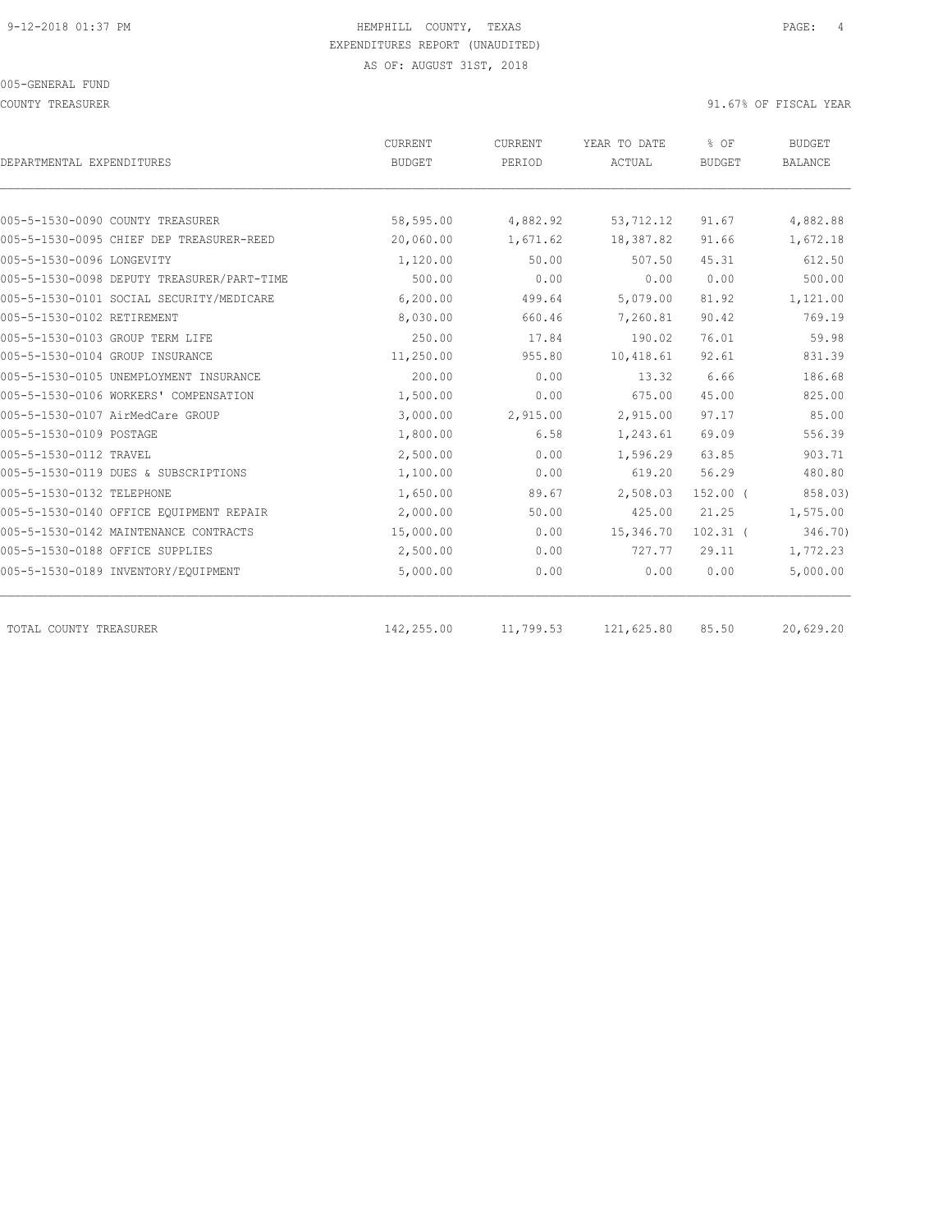HEMPHILL COUNTY, TEXAS
EXPENDITURES REPORT (UNAUDITED)
AS OF: AUGUST 31ST, 2018

005-GENERAL FUND

COUNTY TREASURER — 91.67% OF FISCAL YEAR

| DEPARTMENTAL EXPENDITURES | CURRENT BUDGET | CURRENT PERIOD | YEAR TO DATE ACTUAL | % OF BUDGET | BUDGET BALANCE |
|---|---|---|---|---|---|
| 005-5-1530-0090 COUNTY TREASURER | 58,595.00 | 4,882.92 | 53,712.12 | 91.67 | 4,882.88 |
| 005-5-1530-0095 CHIEF DEP TREASURER-REED | 20,060.00 | 1,671.62 | 18,387.82 | 91.66 | 1,672.18 |
| 005-5-1530-0096 LONGEVITY | 1,120.00 | 50.00 | 507.50 | 45.31 | 612.50 |
| 005-5-1530-0098 DEPUTY TREASURER/PART-TIME | 500.00 | 0.00 | 0.00 | 0.00 | 500.00 |
| 005-5-1530-0101 SOCIAL SECURITY/MEDICARE | 6,200.00 | 499.64 | 5,079.00 | 81.92 | 1,121.00 |
| 005-5-1530-0102 RETIREMENT | 8,030.00 | 660.46 | 7,260.81 | 90.42 | 769.19 |
| 005-5-1530-0103 GROUP TERM LIFE | 250.00 | 17.84 | 190.02 | 76.01 | 59.98 |
| 005-5-1530-0104 GROUP INSURANCE | 11,250.00 | 955.80 | 10,418.61 | 92.61 | 831.39 |
| 005-5-1530-0105 UNEMPLOYMENT INSURANCE | 200.00 | 0.00 | 13.32 | 6.66 | 186.68 |
| 005-5-1530-0106 WORKERS' COMPENSATION | 1,500.00 | 0.00 | 675.00 | 45.00 | 825.00 |
| 005-5-1530-0107 AirMedCare GROUP | 3,000.00 | 2,915.00 | 2,915.00 | 97.17 | 85.00 |
| 005-5-1530-0109 POSTAGE | 1,800.00 | 6.58 | 1,243.61 | 69.09 | 556.39 |
| 005-5-1530-0112 TRAVEL | 2,500.00 | 0.00 | 1,596.29 | 63.85 | 903.71 |
| 005-5-1530-0119 DUES & SUBSCRIPTIONS | 1,100.00 | 0.00 | 619.20 | 56.29 | 480.80 |
| 005-5-1530-0132 TELEPHONE | 1,650.00 | 89.67 | 2,508.03 | 152.00 | ( 858.03) |
| 005-5-1530-0140 OFFICE EQUIPMENT REPAIR | 2,000.00 | 50.00 | 425.00 | 21.25 | 1,575.00 |
| 005-5-1530-0142 MAINTENANCE CONTRACTS | 15,000.00 | 0.00 | 15,346.70 | 102.31 | ( 346.70) |
| 005-5-1530-0188 OFFICE SUPPLIES | 2,500.00 | 0.00 | 727.77 | 29.11 | 1,772.23 |
| 005-5-1530-0189 INVENTORY/EQUIPMENT | 5,000.00 | 0.00 | 0.00 | 0.00 | 5,000.00 |
| TOTAL COUNTY TREASURER | 142,255.00 | 11,799.53 | 121,625.80 | 85.50 | 20,629.20 |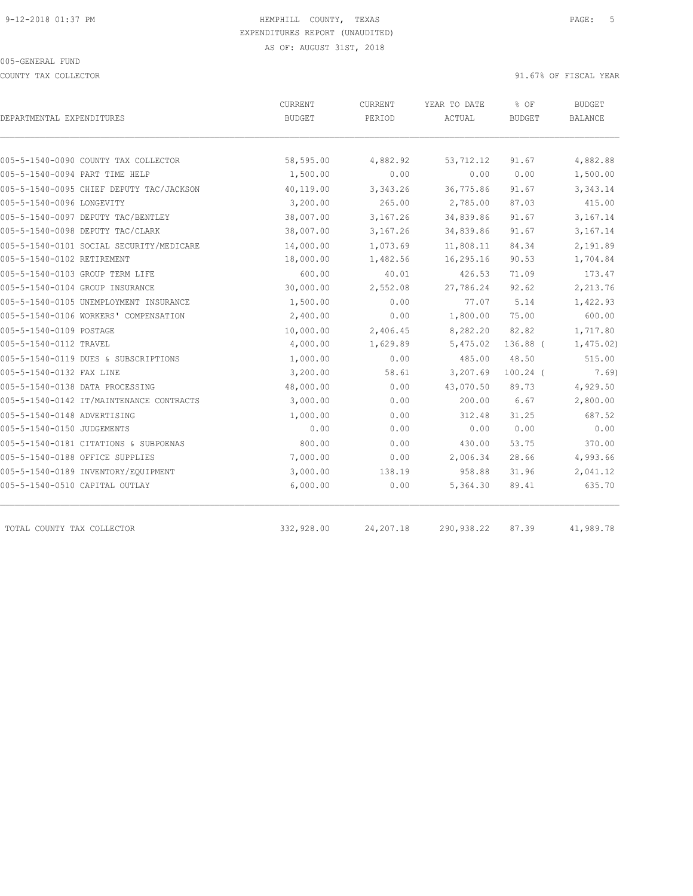9-12-2018 01:37 PM

HEMPHILL COUNTY, TEXAS

EXPENDITURES REPORT (UNAUDITED)

AS OF: AUGUST 31ST, 2018

005-GENERAL FUND

COUNTY TAX COLLECTOR

91.67% OF FISCAL YEAR

| DEPARTMENTAL EXPENDITURES | CURRENT BUDGET | CURRENT PERIOD | YEAR TO DATE ACTUAL | % OF BUDGET | BUDGET BALANCE |
|---|---|---|---|---|---|
| 005-5-1540-0090 COUNTY TAX COLLECTOR | 58,595.00 | 4,882.92 | 53,712.12 | 91.67 | 4,882.88 |
| 005-5-1540-0094 PART TIME HELP | 1,500.00 | 0.00 | 0.00 | 0.00 | 1,500.00 |
| 005-5-1540-0095 CHIEF DEPUTY TAC/JACKSON | 40,119.00 | 3,343.26 | 36,775.86 | 91.67 | 3,343.14 |
| 005-5-1540-0096 LONGEVITY | 3,200.00 | 265.00 | 2,785.00 | 87.03 | 415.00 |
| 005-5-1540-0097 DEPUTY TAC/BENTLEY | 38,007.00 | 3,167.26 | 34,839.86 | 91.67 | 3,167.14 |
| 005-5-1540-0098 DEPUTY TAC/CLARK | 38,007.00 | 3,167.26 | 34,839.86 | 91.67 | 3,167.14 |
| 005-5-1540-0101 SOCIAL SECURITY/MEDICARE | 14,000.00 | 1,073.69 | 11,808.11 | 84.34 | 2,191.89 |
| 005-5-1540-0102 RETIREMENT | 18,000.00 | 1,482.56 | 16,295.16 | 90.53 | 1,704.84 |
| 005-5-1540-0103 GROUP TERM LIFE | 600.00 | 40.01 | 426.53 | 71.09 | 173.47 |
| 005-5-1540-0104 GROUP INSURANCE | 30,000.00 | 2,552.08 | 27,786.24 | 92.62 | 2,213.76 |
| 005-5-1540-0105 UNEMPLOYMENT INSURANCE | 1,500.00 | 0.00 | 77.07 | 5.14 | 1,422.93 |
| 005-5-1540-0106 WORKERS' COMPENSATION | 2,400.00 | 0.00 | 1,800.00 | 75.00 | 600.00 |
| 005-5-1540-0109 POSTAGE | 10,000.00 | 2,406.45 | 8,282.20 | 82.82 | 1,717.80 |
| 005-5-1540-0112 TRAVEL | 4,000.00 | 1,629.89 | 5,475.02 | 136.88 ( | 1,475.02) |
| 005-5-1540-0119 DUES & SUBSCRIPTIONS | 1,000.00 | 0.00 | 485.00 | 48.50 | 515.00 |
| 005-5-1540-0132 FAX LINE | 3,200.00 | 58.61 | 3,207.69 | 100.24 ( | 7.69) |
| 005-5-1540-0138 DATA PROCESSING | 48,000.00 | 0.00 | 43,070.50 | 89.73 | 4,929.50 |
| 005-5-1540-0142 IT/MAINTENANCE CONTRACTS | 3,000.00 | 0.00 | 200.00 | 6.67 | 2,800.00 |
| 005-5-1540-0148 ADVERTISING | 1,000.00 | 0.00 | 312.48 | 31.25 | 687.52 |
| 005-5-1540-0150 JUDGEMENTS | 0.00 | 0.00 | 0.00 | 0.00 | 0.00 |
| 005-5-1540-0181 CITATIONS & SUBPOENAS | 800.00 | 0.00 | 430.00 | 53.75 | 370.00 |
| 005-5-1540-0188 OFFICE SUPPLIES | 7,000.00 | 0.00 | 2,006.34 | 28.66 | 4,993.66 |
| 005-5-1540-0189 INVENTORY/EQUIPMENT | 3,000.00 | 138.19 | 958.88 | 31.96 | 2,041.12 |
| 005-5-1540-0510 CAPITAL OUTLAY | 6,000.00 | 0.00 | 5,364.30 | 89.41 | 635.70 |
| TOTAL COUNTY TAX COLLECTOR | 332,928.00 | 24,207.18 | 290,938.22 | 87.39 | 41,989.78 |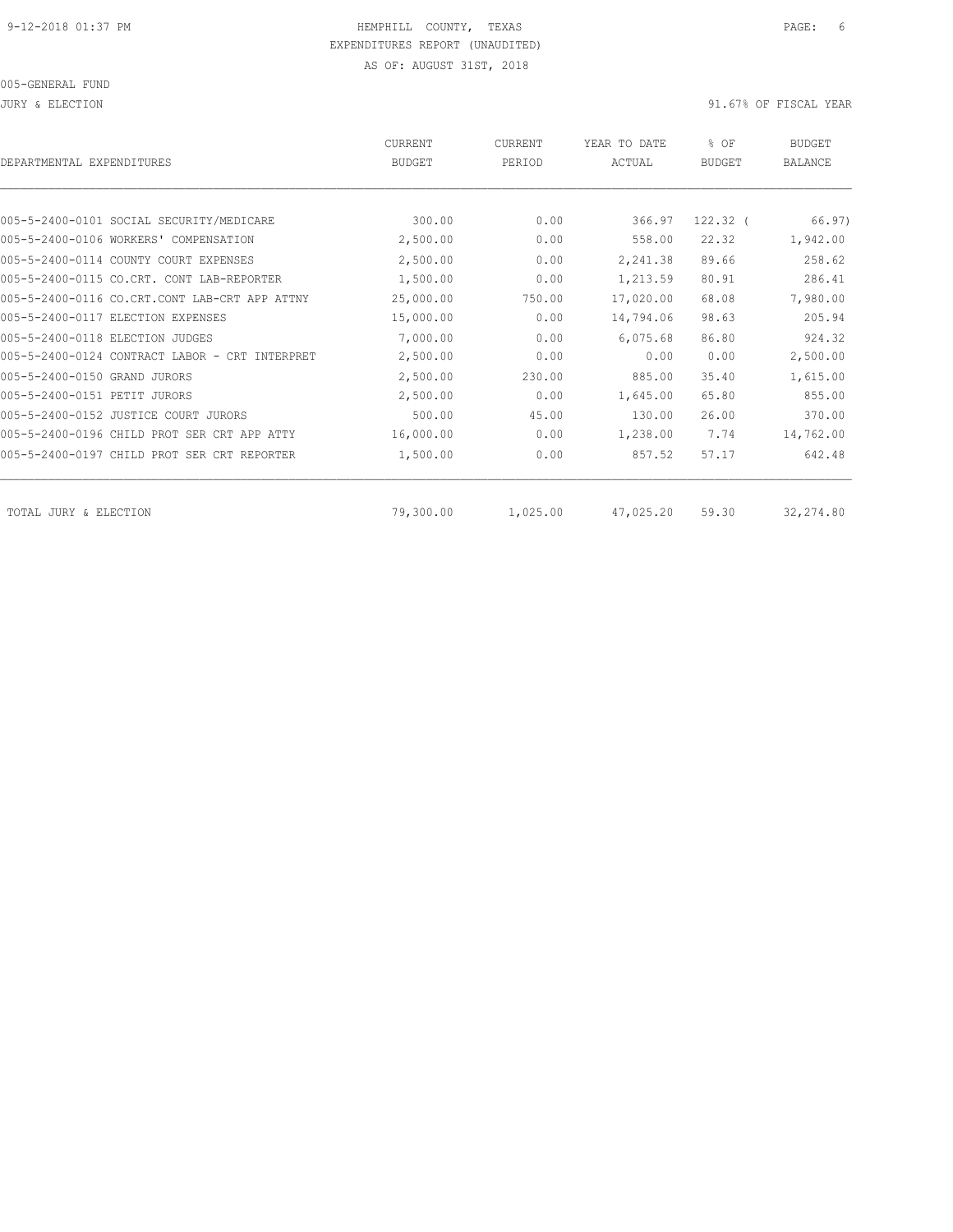9-12-2018 01:37 PM

HEMPHILL COUNTY, TEXAS
EXPENDITURES REPORT (UNAUDITED)
AS OF: AUGUST 31ST, 2018

005-GENERAL FUND

JURY & ELECTION

91.67% OF FISCAL YEAR

| DEPARTMENTAL EXPENDITURES | CURRENT BUDGET | CURRENT PERIOD | YEAR TO DATE ACTUAL | % OF BUDGET | BUDGET BALANCE |
|---|---|---|---|---|---|
| 005-5-2400-0101 SOCIAL SECURITY/MEDICARE | 300.00 | 0.00 | 366.97 | 122.32 ( | 66.97) |
| 005-5-2400-0106 WORKERS' COMPENSATION | 2,500.00 | 0.00 | 558.00 | 22.32 | 1,942.00 |
| 005-5-2400-0114 COUNTY COURT EXPENSES | 2,500.00 | 0.00 | 2,241.38 | 89.66 | 258.62 |
| 005-5-2400-0115 CO.CRT. CONT LAB-REPORTER | 1,500.00 | 0.00 | 1,213.59 | 80.91 | 286.41 |
| 005-5-2400-0116 CO.CRT.CONT LAB-CRT APP ATTNY | 25,000.00 | 750.00 | 17,020.00 | 68.08 | 7,980.00 |
| 005-5-2400-0117 ELECTION EXPENSES | 15,000.00 | 0.00 | 14,794.06 | 98.63 | 205.94 |
| 005-5-2400-0118 ELECTION JUDGES | 7,000.00 | 0.00 | 6,075.68 | 86.80 | 924.32 |
| 005-5-2400-0124 CONTRACT LABOR - CRT INTERPRET | 2,500.00 | 0.00 | 0.00 | 0.00 | 2,500.00 |
| 005-5-2400-0150 GRAND JURORS | 2,500.00 | 230.00 | 885.00 | 35.40 | 1,615.00 |
| 005-5-2400-0151 PETIT JURORS | 2,500.00 | 0.00 | 1,645.00 | 65.80 | 855.00 |
| 005-5-2400-0152 JUSTICE COURT JURORS | 500.00 | 45.00 | 130.00 | 26.00 | 370.00 |
| 005-5-2400-0196 CHILD PROT SER CRT APP ATTY | 16,000.00 | 0.00 | 1,238.00 | 7.74 | 14,762.00 |
| 005-5-2400-0197 CHILD PROT SER CRT REPORTER | 1,500.00 | 0.00 | 857.52 | 57.17 | 642.48 |
| TOTAL JURY & ELECTION | 79,300.00 | 1,025.00 | 47,025.20 | 59.30 | 32,274.80 |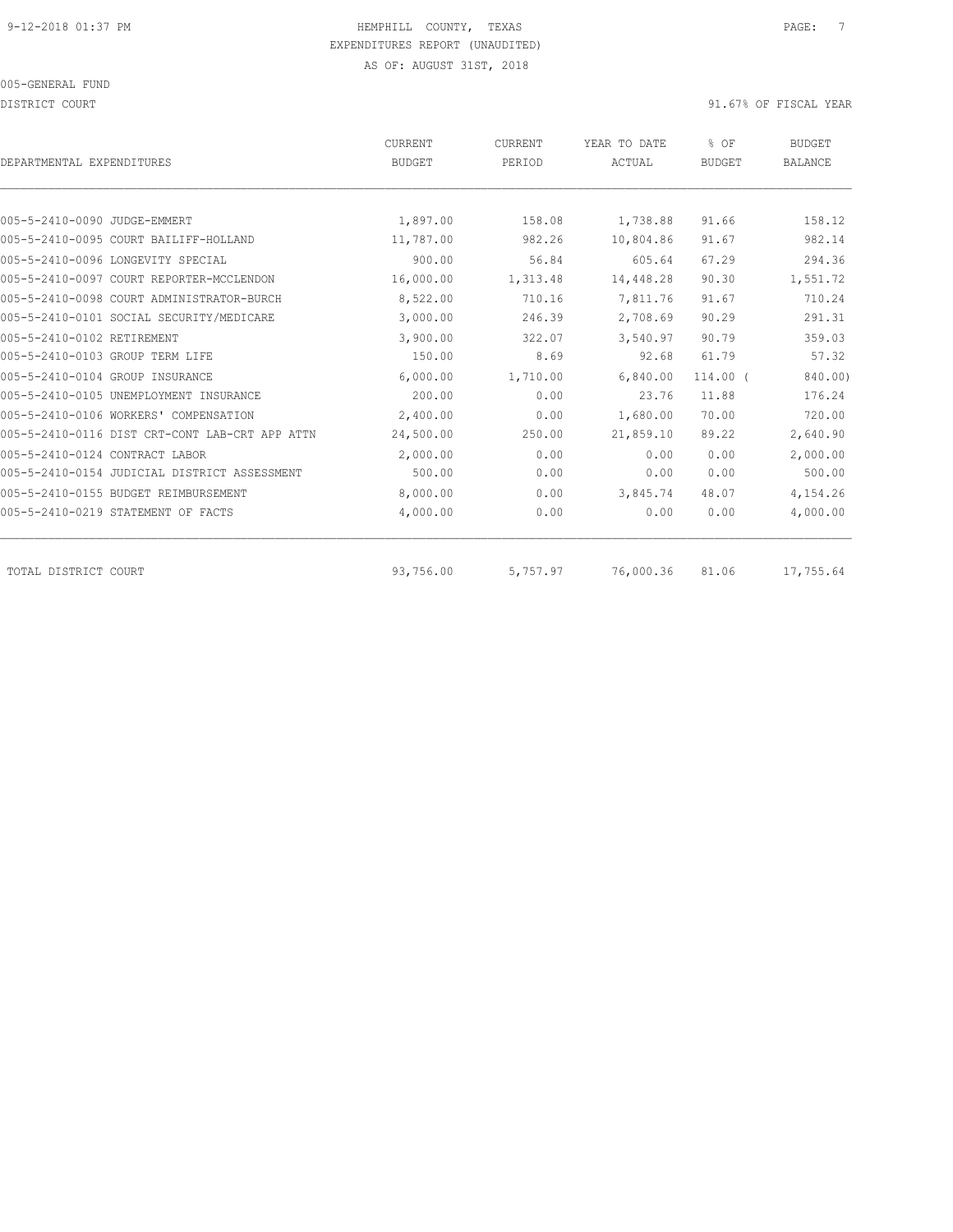HEMPHILL COUNTY, TEXAS

EXPENDITURES REPORT (UNAUDITED)

AS OF: AUGUST 31ST, 2018

005-GENERAL FUND

DISTRICT COURT

91.67% OF FISCAL YEAR

| DEPARTMENTAL EXPENDITURES | CURRENT BUDGET | CURRENT PERIOD | YEAR TO DATE ACTUAL | % OF BUDGET | BUDGET BALANCE |
|---|---|---|---|---|---|
| 005-5-2410-0090 JUDGE-EMMERT | 1,897.00 | 158.08 | 1,738.88 | 91.66 | 158.12 |
| 005-5-2410-0095 COURT BAILIFF-HOLLAND | 11,787.00 | 982.26 | 10,804.86 | 91.67 | 982.14 |
| 005-5-2410-0096 LONGEVITY SPECIAL | 900.00 | 56.84 | 605.64 | 67.29 | 294.36 |
| 005-5-2410-0097 COURT REPORTER-MCCLENDON | 16,000.00 | 1,313.48 | 14,448.28 | 90.30 | 1,551.72 |
| 005-5-2410-0098 COURT ADMINISTRATOR-BURCH | 8,522.00 | 710.16 | 7,811.76 | 91.67 | 710.24 |
| 005-5-2410-0101 SOCIAL SECURITY/MEDICARE | 3,000.00 | 246.39 | 2,708.69 | 90.29 | 291.31 |
| 005-5-2410-0102 RETIREMENT | 3,900.00 | 322.07 | 3,540.97 | 90.79 | 359.03 |
| 005-5-2410-0103 GROUP TERM LIFE | 150.00 | 8.69 | 92.68 | 61.79 | 57.32 |
| 005-5-2410-0104 GROUP INSURANCE | 6,000.00 | 1,710.00 | 6,840.00 | 114.00 ( | 840.00) |
| 005-5-2410-0105 UNEMPLOYMENT INSURANCE | 200.00 | 0.00 | 23.76 | 11.88 | 176.24 |
| 005-5-2410-0106 WORKERS' COMPENSATION | 2,400.00 | 0.00 | 1,680.00 | 70.00 | 720.00 |
| 005-5-2410-0116 DIST CRT-CONT LAB-CRT APP ATTN | 24,500.00 | 250.00 | 21,859.10 | 89.22 | 2,640.90 |
| 005-5-2410-0124 CONTRACT LABOR | 2,000.00 | 0.00 | 0.00 | 0.00 | 2,000.00 |
| 005-5-2410-0154 JUDICIAL DISTRICT ASSESSMENT | 500.00 | 0.00 | 0.00 | 0.00 | 500.00 |
| 005-5-2410-0155 BUDGET REIMBURSEMENT | 8,000.00 | 0.00 | 3,845.74 | 48.07 | 4,154.26 |
| 005-5-2410-0219 STATEMENT OF FACTS | 4,000.00 | 0.00 | 0.00 | 0.00 | 4,000.00 |
| TOTAL DISTRICT COURT | 93,756.00 | 5,757.97 | 76,000.36 | 81.06 | 17,755.64 |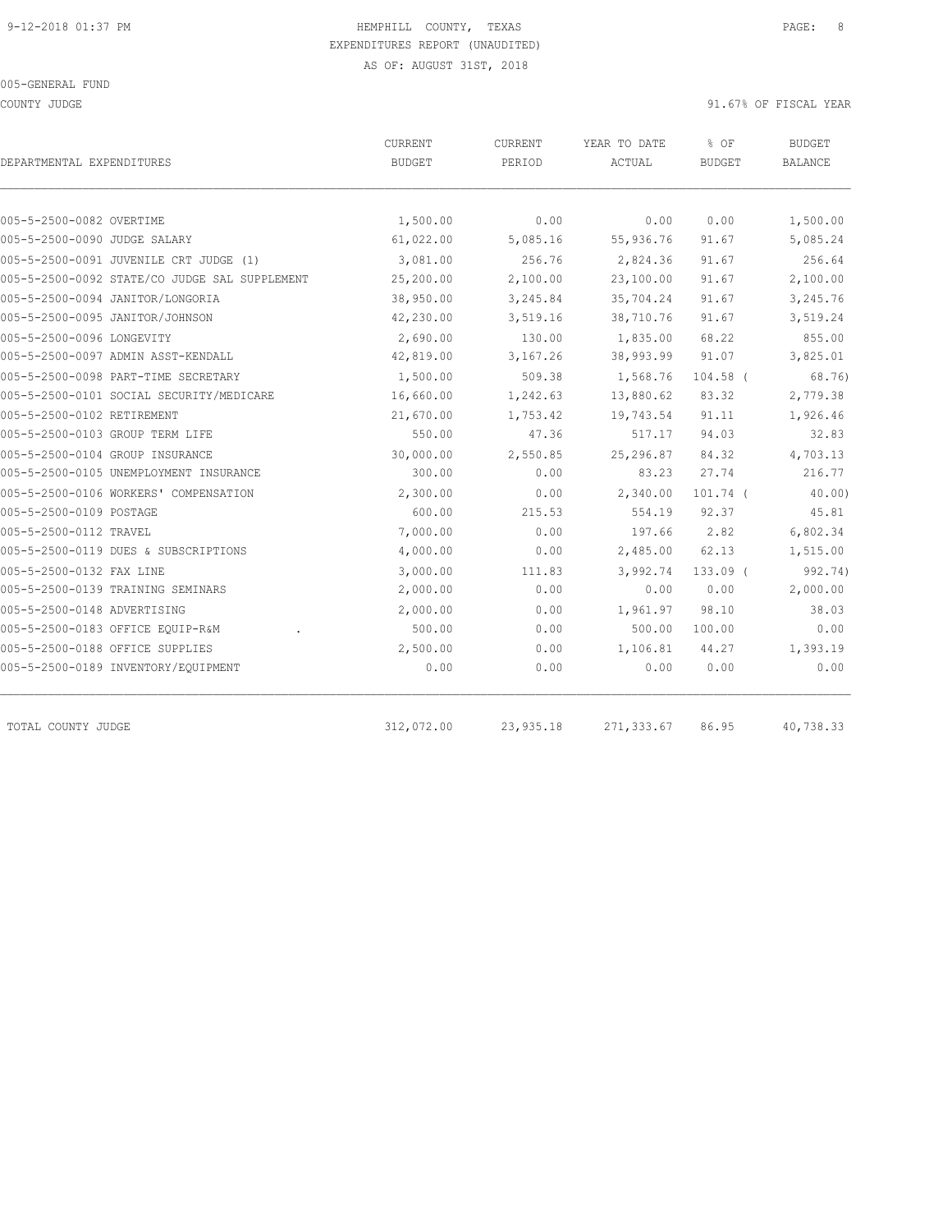HEMPHILL COUNTY, TEXAS
EXPENDITURES REPORT (UNAUDITED)
AS OF: AUGUST 31ST, 2018

005-GENERAL FUND

COUNTY JUDGE — 91.67% OF FISCAL YEAR

| DEPARTMENTAL EXPENDITURES | CURRENT BUDGET | CURRENT PERIOD | YEAR TO DATE ACTUAL | % OF BUDGET | BUDGET BALANCE |
|---|---|---|---|---|---|
| 005-5-2500-0082 OVERTIME | 1,500.00 | 0.00 | 0.00 | 0.00 | 1,500.00 |
| 005-5-2500-0090 JUDGE SALARY | 61,022.00 | 5,085.16 | 55,936.76 | 91.67 | 5,085.24 |
| 005-5-2500-0091 JUVENILE CRT JUDGE (1) | 3,081.00 | 256.76 | 2,824.36 | 91.67 | 256.64 |
| 005-5-2500-0092 STATE/CO JUDGE SAL SUPPLEMENT | 25,200.00 | 2,100.00 | 23,100.00 | 91.67 | 2,100.00 |
| 005-5-2500-0094 JANITOR/LONGORIA | 38,950.00 | 3,245.84 | 35,704.24 | 91.67 | 3,245.76 |
| 005-5-2500-0095 JANITOR/JOHNSON | 42,230.00 | 3,519.16 | 38,710.76 | 91.67 | 3,519.24 |
| 005-5-2500-0096 LONGEVITY | 2,690.00 | 130.00 | 1,835.00 | 68.22 | 855.00 |
| 005-5-2500-0097 ADMIN ASST-KENDALL | 42,819.00 | 3,167.26 | 38,993.99 | 91.07 | 3,825.01 |
| 005-5-2500-0098 PART-TIME SECRETARY | 1,500.00 | 509.38 | 1,568.76 | 104.58 ( | 68.76) |
| 005-5-2500-0101 SOCIAL SECURITY/MEDICARE | 16,660.00 | 1,242.63 | 13,880.62 | 83.32 | 2,779.38 |
| 005-5-2500-0102 RETIREMENT | 21,670.00 | 1,753.42 | 19,743.54 | 91.11 | 1,926.46 |
| 005-5-2500-0103 GROUP TERM LIFE | 550.00 | 47.36 | 517.17 | 94.03 | 32.83 |
| 005-5-2500-0104 GROUP INSURANCE | 30,000.00 | 2,550.85 | 25,296.87 | 84.32 | 4,703.13 |
| 005-5-2500-0105 UNEMPLOYMENT INSURANCE | 300.00 | 0.00 | 83.23 | 27.74 | 216.77 |
| 005-5-2500-0106 WORKERS' COMPENSATION | 2,300.00 | 0.00 | 2,340.00 | 101.74 ( | 40.00) |
| 005-5-2500-0109 POSTAGE | 600.00 | 215.53 | 554.19 | 92.37 | 45.81 |
| 005-5-2500-0112 TRAVEL | 7,000.00 | 0.00 | 197.66 | 2.82 | 6,802.34 |
| 005-5-2500-0119 DUES & SUBSCRIPTIONS | 4,000.00 | 0.00 | 2,485.00 | 62.13 | 1,515.00 |
| 005-5-2500-0132 FAX LINE | 3,000.00 | 111.83 | 3,992.74 | 133.09 ( | 992.74) |
| 005-5-2500-0139 TRAINING SEMINARS | 2,000.00 | 0.00 | 0.00 | 0.00 | 2,000.00 |
| 005-5-2500-0148 ADVERTISING | 2,000.00 | 0.00 | 1,961.97 | 98.10 | 38.03 |
| 005-5-2500-0183 OFFICE EQUIP-R&M . | 500.00 | 0.00 | 500.00 | 100.00 | 0.00 |
| 005-5-2500-0188 OFFICE SUPPLIES | 2,500.00 | 0.00 | 1,106.81 | 44.27 | 1,393.19 |
| 005-5-2500-0189 INVENTORY/EQUIPMENT | 0.00 | 0.00 | 0.00 | 0.00 | 0.00 |
| TOTAL COUNTY JUDGE | 312,072.00 | 23,935.18 | 271,333.67 | 86.95 | 40,738.33 |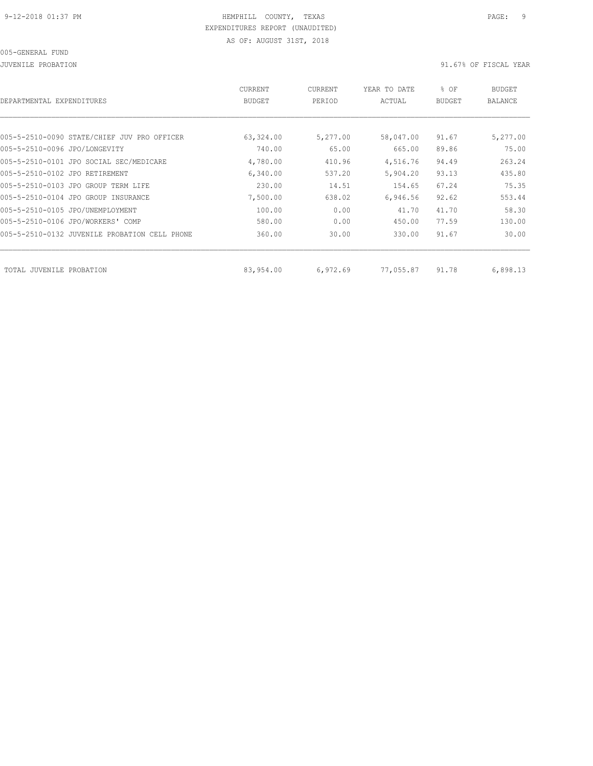HEMPHILL COUNTY, TEXAS

EXPENDITURES REPORT (UNAUDITED)

AS OF: AUGUST 31ST, 2018

9-12-2018 01:37 PM

005-GENERAL FUND

JUVENILE PROBATION

91.67% OF FISCAL YEAR

| DEPARTMENTAL EXPENDITURES | CURRENT BUDGET | CURRENT PERIOD | YEAR TO DATE ACTUAL | % OF BUDGET | BUDGET BALANCE |
|---|---|---|---|---|---|
| 005-5-2510-0090 STATE/CHIEF JUV PRO OFFICER | 63,324.00 | 5,277.00 | 58,047.00 | 91.67 | 5,277.00 |
| 005-5-2510-0096 JPO/LONGEVITY | 740.00 | 65.00 | 665.00 | 89.86 | 75.00 |
| 005-5-2510-0101 JPO SOCIAL SEC/MEDICARE | 4,780.00 | 410.96 | 4,516.76 | 94.49 | 263.24 |
| 005-5-2510-0102 JPO RETIREMENT | 6,340.00 | 537.20 | 5,904.20 | 93.13 | 435.80 |
| 005-5-2510-0103 JPO GROUP TERM LIFE | 230.00 | 14.51 | 154.65 | 67.24 | 75.35 |
| 005-5-2510-0104 JPO GROUP INSURANCE | 7,500.00 | 638.02 | 6,946.56 | 92.62 | 553.44 |
| 005-5-2510-0105 JPO/UNEMPLOYMENT | 100.00 | 0.00 | 41.70 | 41.70 | 58.30 |
| 005-5-2510-0106 JPO/WORKERS' COMP | 580.00 | 0.00 | 450.00 | 77.59 | 130.00 |
| 005-5-2510-0132 JUVENILE PROBATION CELL PHONE | 360.00 | 30.00 | 330.00 | 91.67 | 30.00 |
| TOTAL JUVENILE PROBATION | 83,954.00 | 6,972.69 | 77,055.87 | 91.78 | 6,898.13 |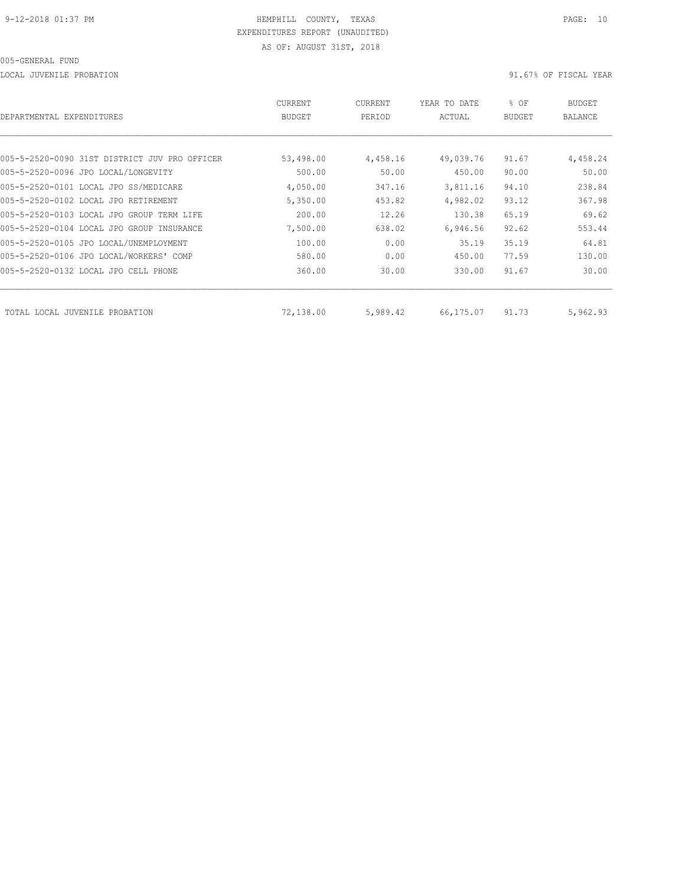9-12-2018 01:37 PM HEMPHILL COUNTY, TEXAS

EXPENDITURES REPORT (UNAUDITED)

AS OF: AUGUST 31ST, 2018

005-GENERAL FUND

LOCAL JUVENILE PROBATION 91.67% OF FISCAL YEAR

| DEPARTMENTAL EXPENDITURES | CURRENT BUDGET | CURRENT PERIOD | YEAR TO DATE ACTUAL | % OF BUDGET | BUDGET BALANCE |
|---|---|---|---|---|---|
| 005-5-2520-0090 31ST DISTRICT JUV PRO OFFICER | 53,498.00 | 4,458.16 | 49,039.76 | 91.67 | 4,458.24 |
| 005-5-2520-0096 JPO LOCAL/LONGEVITY | 500.00 | 50.00 | 450.00 | 90.00 | 50.00 |
| 005-5-2520-0101 LOCAL JPO SS/MEDICARE | 4,050.00 | 347.16 | 3,811.16 | 94.10 | 238.84 |
| 005-5-2520-0102 LOCAL JPO RETIREMENT | 5,350.00 | 453.82 | 4,982.02 | 93.12 | 367.98 |
| 005-5-2520-0103 LOCAL JPO GROUP TERM LIFE | 200.00 | 12.26 | 130.38 | 65.19 | 69.62 |
| 005-5-2520-0104 LOCAL JPO GROUP INSURANCE | 7,500.00 | 638.02 | 6,946.56 | 92.62 | 553.44 |
| 005-5-2520-0105 JPO LOCAL/UNEMPLOYMENT | 100.00 | 0.00 | 35.19 | 35.19 | 64.81 |
| 005-5-2520-0106 JPO LOCAL/WORKERS' COMP | 580.00 | 0.00 | 450.00 | 77.59 | 130.00 |
| 005-5-2520-0132 LOCAL JPO CELL PHONE | 360.00 | 30.00 | 330.00 | 91.67 | 30.00 |
| TOTAL LOCAL JUVENILE PROBATION | 72,138.00 | 5,989.42 | 66,175.07 | 91.73 | 5,962.93 |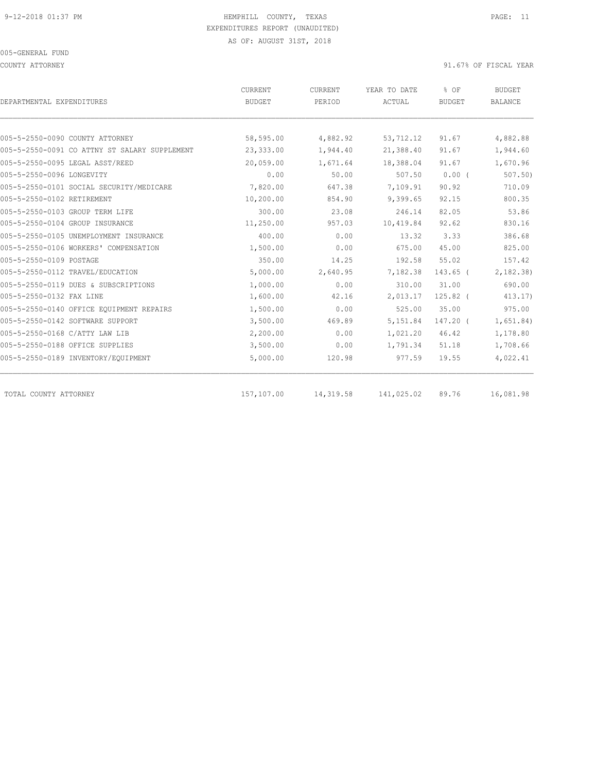HEMPHILL COUNTY, TEXAS
EXPENDITURES REPORT (UNAUDITED)
AS OF: AUGUST 31ST, 2018

005-GENERAL FUND

COUNTY ATTORNEY

91.67% OF FISCAL YEAR

| DEPARTMENTAL EXPENDITURES | CURRENT BUDGET | CURRENT PERIOD | YEAR TO DATE ACTUAL | % OF BUDGET | BUDGET BALANCE |
|---|---|---|---|---|---|
| 005-5-2550-0090 COUNTY ATTORNEY | 58,595.00 | 4,882.92 | 53,712.12 | 91.67 | 4,882.88 |
| 005-5-2550-0091 CO ATTNY ST SALARY SUPPLEMENT | 23,333.00 | 1,944.40 | 21,388.40 | 91.67 | 1,944.60 |
| 005-5-2550-0095 LEGAL ASST/REED | 20,059.00 | 1,671.64 | 18,388.04 | 91.67 | 1,670.96 |
| 005-5-2550-0096 LONGEVITY | 0.00 | 50.00 | 507.50 | 0.00 ( | 507.50) |
| 005-5-2550-0101 SOCIAL SECURITY/MEDICARE | 7,820.00 | 647.38 | 7,109.91 | 90.92 | 710.09 |
| 005-5-2550-0102 RETIREMENT | 10,200.00 | 854.90 | 9,399.65 | 92.15 | 800.35 |
| 005-5-2550-0103 GROUP TERM LIFE | 300.00 | 23.08 | 246.14 | 82.05 | 53.86 |
| 005-5-2550-0104 GROUP INSURANCE | 11,250.00 | 957.03 | 10,419.84 | 92.62 | 830.16 |
| 005-5-2550-0105 UNEMPLOYMENT INSURANCE | 400.00 | 0.00 | 13.32 | 3.33 | 386.68 |
| 005-5-2550-0106 WORKERS' COMPENSATION | 1,500.00 | 0.00 | 675.00 | 45.00 | 825.00 |
| 005-5-2550-0109 POSTAGE | 350.00 | 14.25 | 192.58 | 55.02 | 157.42 |
| 005-5-2550-0112 TRAVEL/EDUCATION | 5,000.00 | 2,640.95 | 7,182.38 | 143.65 ( | 2,182.38) |
| 005-5-2550-0119 DUES & SUBSCRIPTIONS | 1,000.00 | 0.00 | 310.00 | 31.00 | 690.00 |
| 005-5-2550-0132 FAX LINE | 1,600.00 | 42.16 | 2,013.17 | 125.82 ( | 413.17) |
| 005-5-2550-0140 OFFICE EQUIPMENT REPAIRS | 1,500.00 | 0.00 | 525.00 | 35.00 | 975.00 |
| 005-5-2550-0142 SOFTWARE SUPPORT | 3,500.00 | 469.89 | 5,151.84 | 147.20 ( | 1,651.84) |
| 005-5-2550-0168 C/ATTY LAW LIB | 2,200.00 | 0.00 | 1,021.20 | 46.42 | 1,178.80 |
| 005-5-2550-0188 OFFICE SUPPLIES | 3,500.00 | 0.00 | 1,791.34 | 51.18 | 1,708.66 |
| 005-5-2550-0189 INVENTORY/EQUIPMENT | 5,000.00 | 120.98 | 977.59 | 19.55 | 4,022.41 |
| TOTAL COUNTY ATTORNEY | 157,107.00 | 14,319.58 | 141,025.02 | 89.76 | 16,081.98 |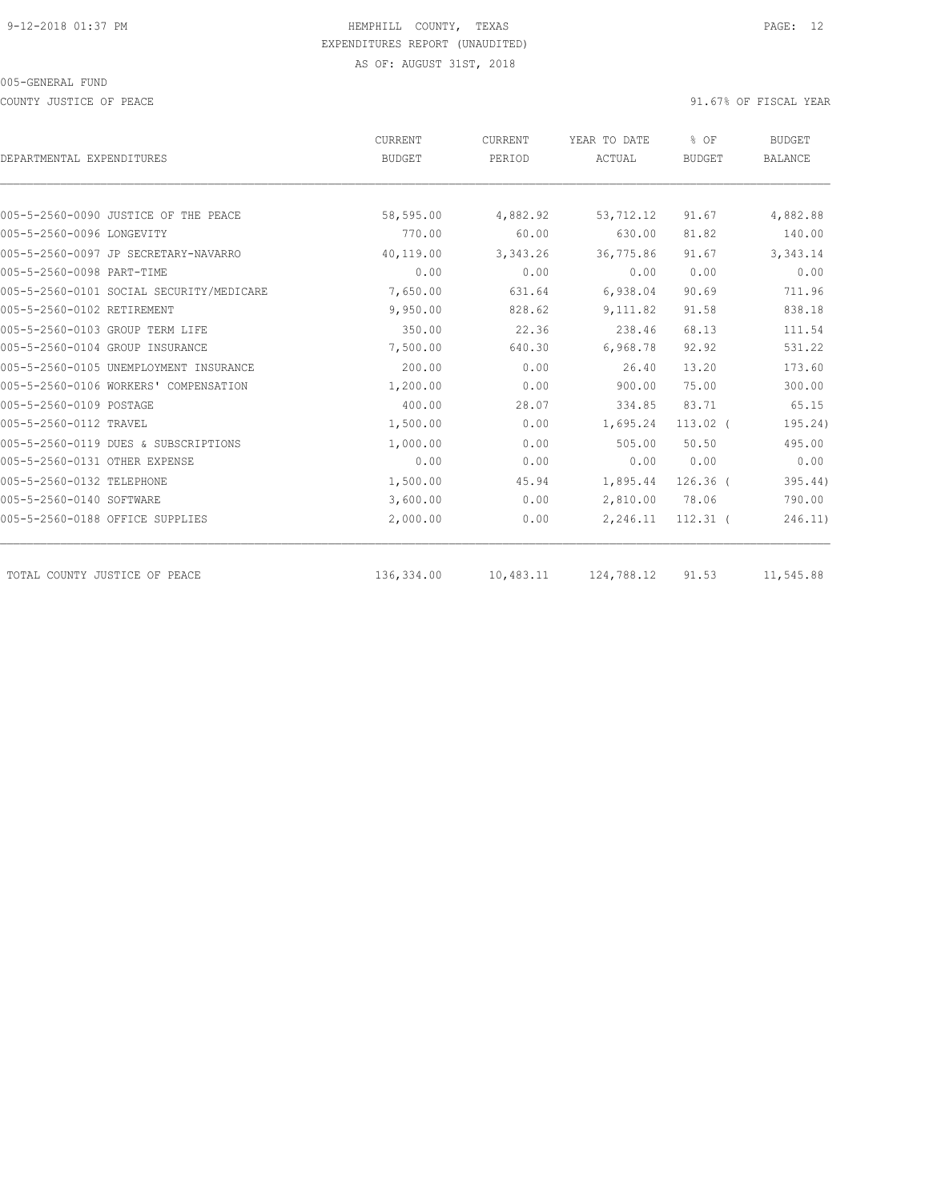9-12-2018 01:37 PM HEMPHILL COUNTY, TEXAS

EXPENDITURES REPORT (UNAUDITED)

AS OF: AUGUST 31ST, 2018

005-GENERAL FUND

COUNTY JUSTICE OF PEACE 91.67% OF FISCAL YEAR

| DEPARTMENTAL EXPENDITURES | CURRENT BUDGET | CURRENT PERIOD | YEAR TO DATE ACTUAL | % OF BUDGET | BUDGET BALANCE |
|---|---|---|---|---|---|
| 005-5-2560-0090 JUSTICE OF THE PEACE | 58,595.00 | 4,882.92 | 53,712.12 | 91.67 | 4,882.88 |
| 005-5-2560-0096 LONGEVITY | 770.00 | 60.00 | 630.00 | 81.82 | 140.00 |
| 005-5-2560-0097 JP SECRETARY-NAVARRO | 40,119.00 | 3,343.26 | 36,775.86 | 91.67 | 3,343.14 |
| 005-5-2560-0098 PART-TIME | 0.00 | 0.00 | 0.00 | 0.00 | 0.00 |
| 005-5-2560-0101 SOCIAL SECURITY/MEDICARE | 7,650.00 | 631.64 | 6,938.04 | 90.69 | 711.96 |
| 005-5-2560-0102 RETIREMENT | 9,950.00 | 828.62 | 9,111.82 | 91.58 | 838.18 |
| 005-5-2560-0103 GROUP TERM LIFE | 350.00 | 22.36 | 238.46 | 68.13 | 111.54 |
| 005-5-2560-0104 GROUP INSURANCE | 7,500.00 | 640.30 | 6,968.78 | 92.92 | 531.22 |
| 005-5-2560-0105 UNEMPLOYMENT INSURANCE | 200.00 | 0.00 | 26.40 | 13.20 | 173.60 |
| 005-5-2560-0106 WORKERS' COMPENSATION | 1,200.00 | 0.00 | 900.00 | 75.00 | 300.00 |
| 005-5-2560-0109 POSTAGE | 400.00 | 28.07 | 334.85 | 83.71 | 65.15 |
| 005-5-2560-0112 TRAVEL | 1,500.00 | 0.00 | 1,695.24 | 113.02 ( | 195.24) |
| 005-5-2560-0119 DUES & SUBSCRIPTIONS | 1,000.00 | 0.00 | 505.00 | 50.50 | 495.00 |
| 005-5-2560-0131 OTHER EXPENSE | 0.00 | 0.00 | 0.00 | 0.00 | 0.00 |
| 005-5-2560-0132 TELEPHONE | 1,500.00 | 45.94 | 1,895.44 | 126.36 ( | 395.44) |
| 005-5-2560-0140 SOFTWARE | 3,600.00 | 0.00 | 2,810.00 | 78.06 | 790.00 |
| 005-5-2560-0188 OFFICE SUPPLIES | 2,000.00 | 0.00 | 2,246.11 | 112.31 ( | 246.11) |
| TOTAL COUNTY JUSTICE OF PEACE | 136,334.00 | 10,483.11 | 124,788.12 | 91.53 | 11,545.88 |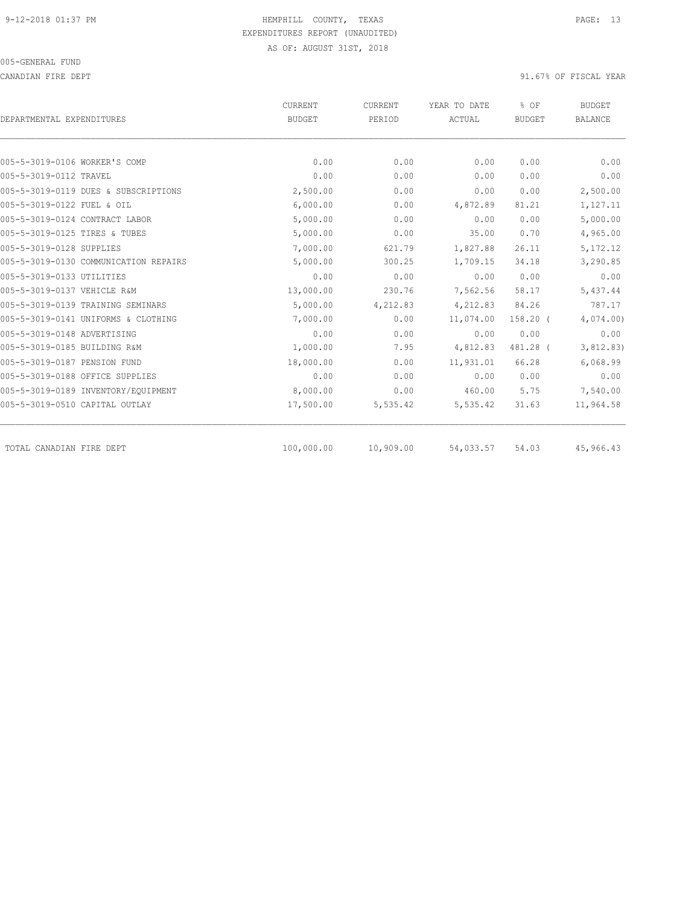HEMPHILL COUNTY, TEXAS
EXPENDITURES REPORT (UNAUDITED)
AS OF: AUGUST 31ST, 2018

005-GENERAL FUND

CANADIAN FIRE DEPT

91.67% OF FISCAL YEAR

| DEPARTMENTAL EXPENDITURES | CURRENT BUDGET | CURRENT PERIOD | YEAR TO DATE ACTUAL | % OF BUDGET | BUDGET BALANCE |
|---|---|---|---|---|---|
| 005-5-3019-0106 WORKER'S COMP | 0.00 | 0.00 | 0.00 | 0.00 | 0.00 |
| 005-5-3019-0112 TRAVEL | 0.00 | 0.00 | 0.00 | 0.00 | 0.00 |
| 005-5-3019-0119 DUES & SUBSCRIPTIONS | 2,500.00 | 0.00 | 0.00 | 0.00 | 2,500.00 |
| 005-5-3019-0122 FUEL & OIL | 6,000.00 | 0.00 | 4,872.89 | 81.21 | 1,127.11 |
| 005-5-3019-0124 CONTRACT LABOR | 5,000.00 | 0.00 | 0.00 | 0.00 | 5,000.00 |
| 005-5-3019-0125 TIRES & TUBES | 5,000.00 | 0.00 | 35.00 | 0.70 | 4,965.00 |
| 005-5-3019-0128 SUPPLIES | 7,000.00 | 621.79 | 1,827.88 | 26.11 | 5,172.12 |
| 005-5-3019-0130 COMMUNICATION REPAIRS | 5,000.00 | 300.25 | 1,709.15 | 34.18 | 3,290.85 |
| 005-5-3019-0133 UTILITIES | 0.00 | 0.00 | 0.00 | 0.00 | 0.00 |
| 005-5-3019-0137 VEHICLE R&M | 13,000.00 | 230.76 | 7,562.56 | 58.17 | 5,437.44 |
| 005-5-3019-0139 TRAINING SEMINARS | 5,000.00 | 4,212.83 | 4,212.83 | 84.26 | 787.17 |
| 005-5-3019-0141 UNIFORMS & CLOTHING | 7,000.00 | 0.00 | 11,074.00 | 158.20 | ( 4,074.00) |
| 005-5-3019-0148 ADVERTISING | 0.00 | 0.00 | 0.00 | 0.00 | 0.00 |
| 005-5-3019-0185 BUILDING R&M | 1,000.00 | 7.95 | 4,812.83 | 481.28 | ( 3,812.83) |
| 005-5-3019-0187 PENSION FUND | 18,000.00 | 0.00 | 11,931.01 | 66.28 | 6,068.99 |
| 005-5-3019-0188 OFFICE SUPPLIES | 0.00 | 0.00 | 0.00 | 0.00 | 0.00 |
| 005-5-3019-0189 INVENTORY/EQUIPMENT | 8,000.00 | 0.00 | 460.00 | 5.75 | 7,540.00 |
| 005-5-3019-0510 CAPITAL OUTLAY | 17,500.00 | 5,535.42 | 5,535.42 | 31.63 | 11,964.58 |
| TOTAL CANADIAN FIRE DEPT | 100,000.00 | 10,909.00 | 54,033.57 | 54.03 | 45,966.43 |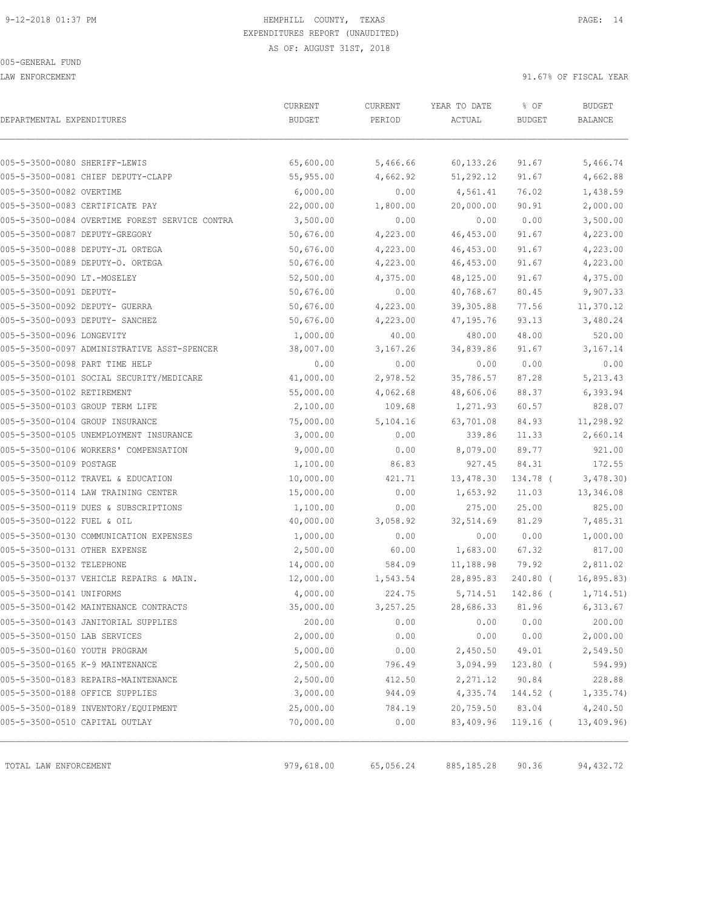9-12-2018 01:37 PM HEMPHILL COUNTY, TEXAS

EXPENDITURES REPORT (UNAUDITED)

AS OF: AUGUST 31ST, 2018

005-GENERAL FUND

LAW ENFORCEMENT 91.67% OF FISCAL YEAR

| DEPARTMENTAL EXPENDITURES | CURRENT BUDGET | CURRENT PERIOD | YEAR TO DATE ACTUAL | % OF BUDGET | BUDGET BALANCE |
|---|---|---|---|---|---|
| 005-5-3500-0080 SHERIFF-LEWIS | 65,600.00 | 5,466.66 | 60,133.26 | 91.67 | 5,466.74 |
| 005-5-3500-0081 CHIEF DEPUTY-CLAPP | 55,955.00 | 4,662.92 | 51,292.12 | 91.67 | 4,662.88 |
| 005-5-3500-0082 OVERTIME | 6,000.00 | 0.00 | 4,561.41 | 76.02 | 1,438.59 |
| 005-5-3500-0083 CERTIFICATE PAY | 22,000.00 | 1,800.00 | 20,000.00 | 90.91 | 2,000.00 |
| 005-5-3500-0084 OVERTIME FOREST SERVICE CONTRA | 3,500.00 | 0.00 | 0.00 | 0.00 | 3,500.00 |
| 005-5-3500-0087 DEPUTY-GREGORY | 50,676.00 | 4,223.00 | 46,453.00 | 91.67 | 4,223.00 |
| 005-5-3500-0088 DEPUTY-JL ORTEGA | 50,676.00 | 4,223.00 | 46,453.00 | 91.67 | 4,223.00 |
| 005-5-3500-0089 DEPUTY-O. ORTEGA | 50,676.00 | 4,223.00 | 46,453.00 | 91.67 | 4,223.00 |
| 005-5-3500-0090 LT.-MOSELEY | 52,500.00 | 4,375.00 | 48,125.00 | 91.67 | 4,375.00 |
| 005-5-3500-0091 DEPUTY- | 50,676.00 | 0.00 | 40,768.67 | 80.45 | 9,907.33 |
| 005-5-3500-0092 DEPUTY- GUERRA | 50,676.00 | 4,223.00 | 39,305.88 | 77.56 | 11,370.12 |
| 005-5-3500-0093 DEPUTY- SANCHEZ | 50,676.00 | 4,223.00 | 47,195.76 | 93.13 | 3,480.24 |
| 005-5-3500-0096 LONGEVITY | 1,000.00 | 40.00 | 480.00 | 48.00 | 520.00 |
| 005-5-3500-0097 ADMINISTRATIVE ASST-SPENCER | 38,007.00 | 3,167.26 | 34,839.86 | 91.67 | 3,167.14 |
| 005-5-3500-0098 PART TIME HELP | 0.00 | 0.00 | 0.00 | 0.00 | 0.00 |
| 005-5-3500-0101 SOCIAL SECURITY/MEDICARE | 41,000.00 | 2,978.52 | 35,786.57 | 87.28 | 5,213.43 |
| 005-5-3500-0102 RETIREMENT | 55,000.00 | 4,062.68 | 48,606.06 | 88.37 | 6,393.94 |
| 005-5-3500-0103 GROUP TERM LIFE | 2,100.00 | 109.68 | 1,271.93 | 60.57 | 828.07 |
| 005-5-3500-0104 GROUP INSURANCE | 75,000.00 | 5,104.16 | 63,701.08 | 84.93 | 11,298.92 |
| 005-5-3500-0105 UNEMPLOYMENT INSURANCE | 3,000.00 | 0.00 | 339.86 | 11.33 | 2,660.14 |
| 005-5-3500-0106 WORKERS' COMPENSATION | 9,000.00 | 0.00 | 8,079.00 | 89.77 | 921.00 |
| 005-5-3500-0109 POSTAGE | 1,100.00 | 86.83 | 927.45 | 84.31 | 172.55 |
| 005-5-3500-0112 TRAVEL & EDUCATION | 10,000.00 | 421.71 | 13,478.30 | 134.78 ( | 3,478.30) |
| 005-5-3500-0114 LAW TRAINING CENTER | 15,000.00 | 0.00 | 1,653.92 | 11.03 | 13,346.08 |
| 005-5-3500-0119 DUES & SUBSCRIPTIONS | 1,100.00 | 0.00 | 275.00 | 25.00 | 825.00 |
| 005-5-3500-0122 FUEL & OIL | 40,000.00 | 3,058.92 | 32,514.69 | 81.29 | 7,485.31 |
| 005-5-3500-0130 COMMUNICATION EXPENSES | 1,000.00 | 0.00 | 0.00 | 0.00 | 1,000.00 |
| 005-5-3500-0131 OTHER EXPENSE | 2,500.00 | 60.00 | 1,683.00 | 67.32 | 817.00 |
| 005-5-3500-0132 TELEPHONE | 14,000.00 | 584.09 | 11,188.98 | 79.92 | 2,811.02 |
| 005-5-3500-0137 VEHICLE REPAIRS & MAIN. | 12,000.00 | 1,543.54 | 28,895.83 | 240.80 ( | 16,895.83) |
| 005-5-3500-0141 UNIFORMS | 4,000.00 | 224.75 | 5,714.51 | 142.86 ( | 1,714.51) |
| 005-5-3500-0142 MAINTENANCE CONTRACTS | 35,000.00 | 3,257.25 | 28,686.33 | 81.96 | 6,313.67 |
| 005-5-3500-0143 JANITORIAL SUPPLIES | 200.00 | 0.00 | 0.00 | 0.00 | 200.00 |
| 005-5-3500-0150 LAB SERVICES | 2,000.00 | 0.00 | 0.00 | 0.00 | 2,000.00 |
| 005-5-3500-0160 YOUTH PROGRAM | 5,000.00 | 0.00 | 2,450.50 | 49.01 | 2,549.50 |
| 005-5-3500-0165 K-9 MAINTENANCE | 2,500.00 | 796.49 | 3,094.99 | 123.80 ( | 594.99) |
| 005-5-3500-0183 REPAIRS-MAINTENANCE | 2,500.00 | 412.50 | 2,271.12 | 90.84 | 228.88 |
| 005-5-3500-0188 OFFICE SUPPLIES | 3,000.00 | 944.09 | 4,335.74 | 144.52 ( | 1,335.74) |
| 005-5-3500-0189 INVENTORY/EQUIPMENT | 25,000.00 | 784.19 | 20,759.50 | 83.04 | 4,240.50 |
| 005-5-3500-0510 CAPITAL OUTLAY | 70,000.00 | 0.00 | 83,409.96 | 119.16 ( | 13,409.96) |
| TOTAL LAW ENFORCEMENT | 979,618.00 | 65,056.24 | 885,185.28 | 90.36 | 94,432.72 |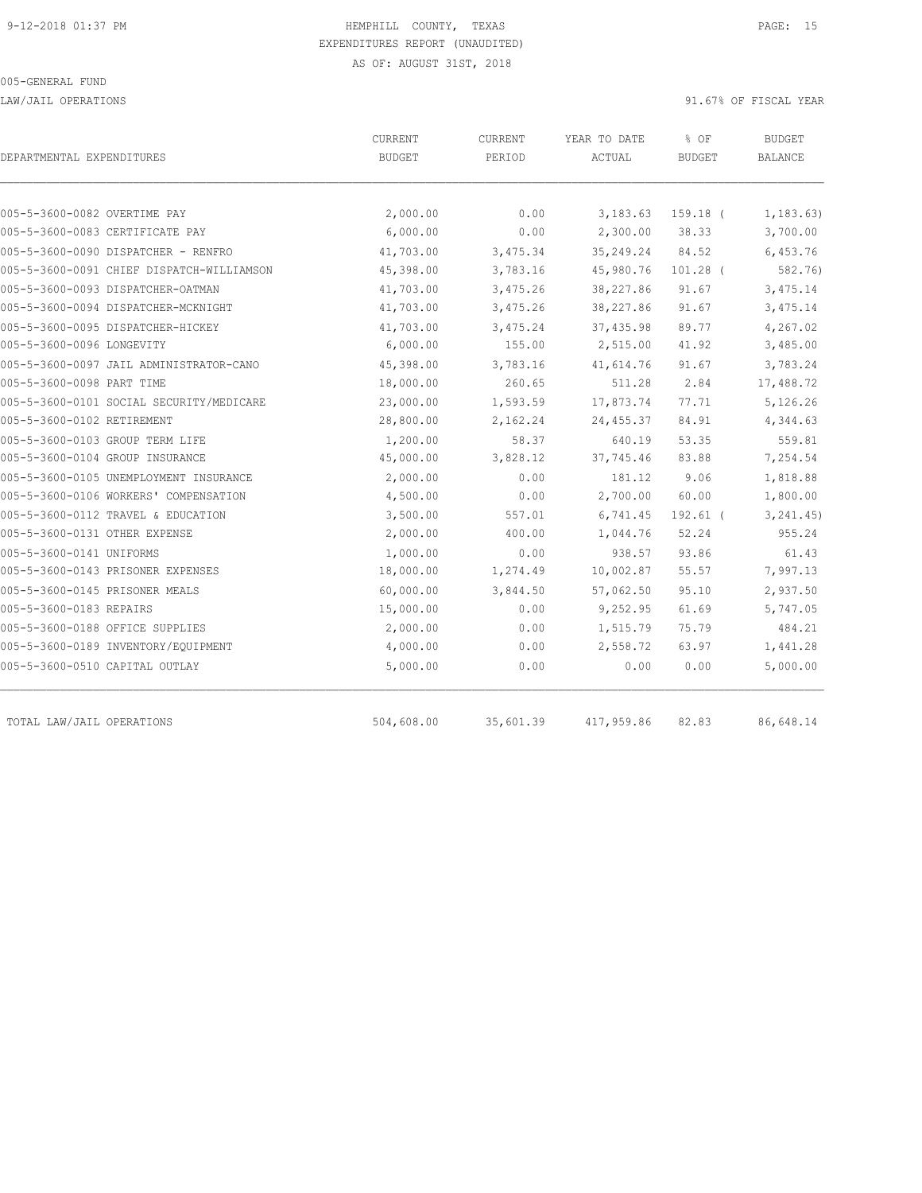HEMPHILL COUNTY, TEXAS
EXPENDITURES REPORT (UNAUDITED)
AS OF: AUGUST 31ST, 2018

005-GENERAL FUND

LAW/JAIL OPERATIONS — 91.67% OF FISCAL YEAR

| DEPARTMENTAL EXPENDITURES | CURRENT BUDGET | CURRENT PERIOD | YEAR TO DATE ACTUAL | % OF BUDGET | BUDGET BALANCE |
|---|---|---|---|---|---|
| 005-5-3600-0082 OVERTIME PAY | 2,000.00 | 0.00 | 3,183.63 | 159.18 ( | 1,183.63) |
| 005-5-3600-0083 CERTIFICATE PAY | 6,000.00 | 0.00 | 2,300.00 | 38.33 | 3,700.00 |
| 005-5-3600-0090 DISPATCHER - RENFRO | 41,703.00 | 3,475.34 | 35,249.24 | 84.52 | 6,453.76 |
| 005-5-3600-0091 CHIEF DISPATCH-WILLIAMSON | 45,398.00 | 3,783.16 | 45,980.76 | 101.28 ( | 582.76) |
| 005-5-3600-0093 DISPATCHER-OATMAN | 41,703.00 | 3,475.26 | 38,227.86 | 91.67 | 3,475.14 |
| 005-5-3600-0094 DISPATCHER-MCKNIGHT | 41,703.00 | 3,475.26 | 38,227.86 | 91.67 | 3,475.14 |
| 005-5-3600-0095 DISPATCHER-HICKEY | 41,703.00 | 3,475.24 | 37,435.98 | 89.77 | 4,267.02 |
| 005-5-3600-0096 LONGEVITY | 6,000.00 | 155.00 | 2,515.00 | 41.92 | 3,485.00 |
| 005-5-3600-0097 JAIL ADMINISTRATOR-CANO | 45,398.00 | 3,783.16 | 41,614.76 | 91.67 | 3,783.24 |
| 005-5-3600-0098 PART TIME | 18,000.00 | 260.65 | 511.28 | 2.84 | 17,488.72 |
| 005-5-3600-0101 SOCIAL SECURITY/MEDICARE | 23,000.00 | 1,593.59 | 17,873.74 | 77.71 | 5,126.26 |
| 005-5-3600-0102 RETIREMENT | 28,800.00 | 2,162.24 | 24,455.37 | 84.91 | 4,344.63 |
| 005-5-3600-0103 GROUP TERM LIFE | 1,200.00 | 58.37 | 640.19 | 53.35 | 559.81 |
| 005-5-3600-0104 GROUP INSURANCE | 45,000.00 | 3,828.12 | 37,745.46 | 83.88 | 7,254.54 |
| 005-5-3600-0105 UNEMPLOYMENT INSURANCE | 2,000.00 | 0.00 | 181.12 | 9.06 | 1,818.88 |
| 005-5-3600-0106 WORKERS' COMPENSATION | 4,500.00 | 0.00 | 2,700.00 | 60.00 | 1,800.00 |
| 005-5-3600-0112 TRAVEL & EDUCATION | 3,500.00 | 557.01 | 6,741.45 | 192.61 ( | 3,241.45) |
| 005-5-3600-0131 OTHER EXPENSE | 2,000.00 | 400.00 | 1,044.76 | 52.24 | 955.24 |
| 005-5-3600-0141 UNIFORMS | 1,000.00 | 0.00 | 938.57 | 93.86 | 61.43 |
| 005-5-3600-0143 PRISONER EXPENSES | 18,000.00 | 1,274.49 | 10,002.87 | 55.57 | 7,997.13 |
| 005-5-3600-0145 PRISONER MEALS | 60,000.00 | 3,844.50 | 57,062.50 | 95.10 | 2,937.50 |
| 005-5-3600-0183 REPAIRS | 15,000.00 | 0.00 | 9,252.95 | 61.69 | 5,747.05 |
| 005-5-3600-0188 OFFICE SUPPLIES | 2,000.00 | 0.00 | 1,515.79 | 75.79 | 484.21 |
| 005-5-3600-0189 INVENTORY/EQUIPMENT | 4,000.00 | 0.00 | 2,558.72 | 63.97 | 1,441.28 |
| 005-5-3600-0510 CAPITAL OUTLAY | 5,000.00 | 0.00 | 0.00 | 0.00 | 5,000.00 |
| TOTAL LAW/JAIL OPERATIONS | 504,608.00 | 35,601.39 | 417,959.86 | 82.83 | 86,648.14 |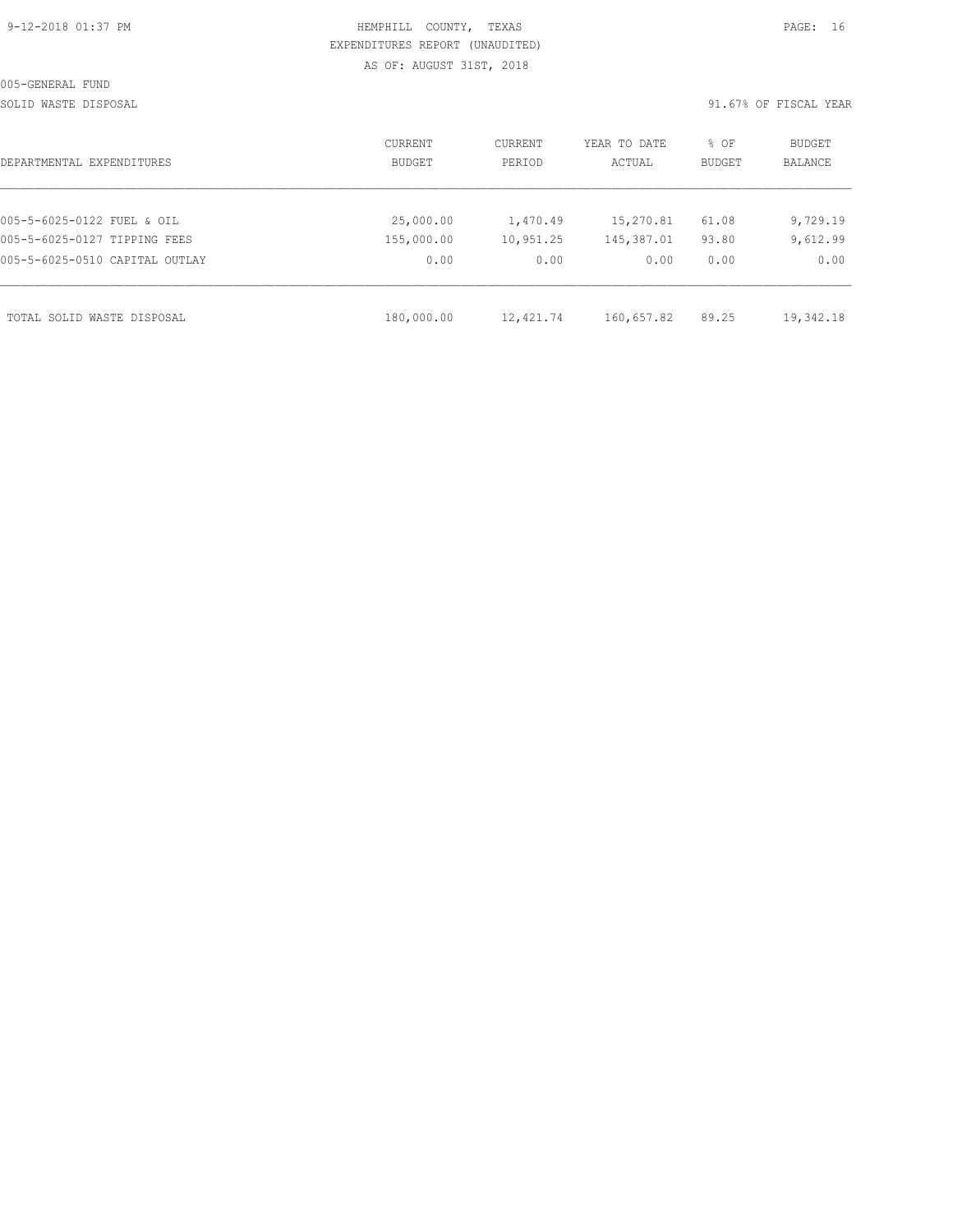HEMPHILL COUNTY, TEXAS
EXPENDITURES REPORT (UNAUDITED)
AS OF: AUGUST 31ST, 2018

005-GENERAL FUND

SOLID WASTE DISPOSAL

91.67% OF FISCAL YEAR

| DEPARTMENTAL EXPENDITURES | CURRENT BUDGET | CURRENT PERIOD | YEAR TO DATE ACTUAL | % OF BUDGET | BUDGET BALANCE |
|---|---|---|---|---|---|
| 005-5-6025-0122 FUEL & OIL | 25,000.00 | 1,470.49 | 15,270.81 | 61.08 | 9,729.19 |
| 005-5-6025-0127 TIPPING FEES | 155,000.00 | 10,951.25 | 145,387.01 | 93.80 | 9,612.99 |
| 005-5-6025-0510 CAPITAL OUTLAY | 0.00 | 0.00 | 0.00 | 0.00 | 0.00 |
| TOTAL SOLID WASTE DISPOSAL | 180,000.00 | 12,421.74 | 160,657.82 | 89.25 | 19,342.18 |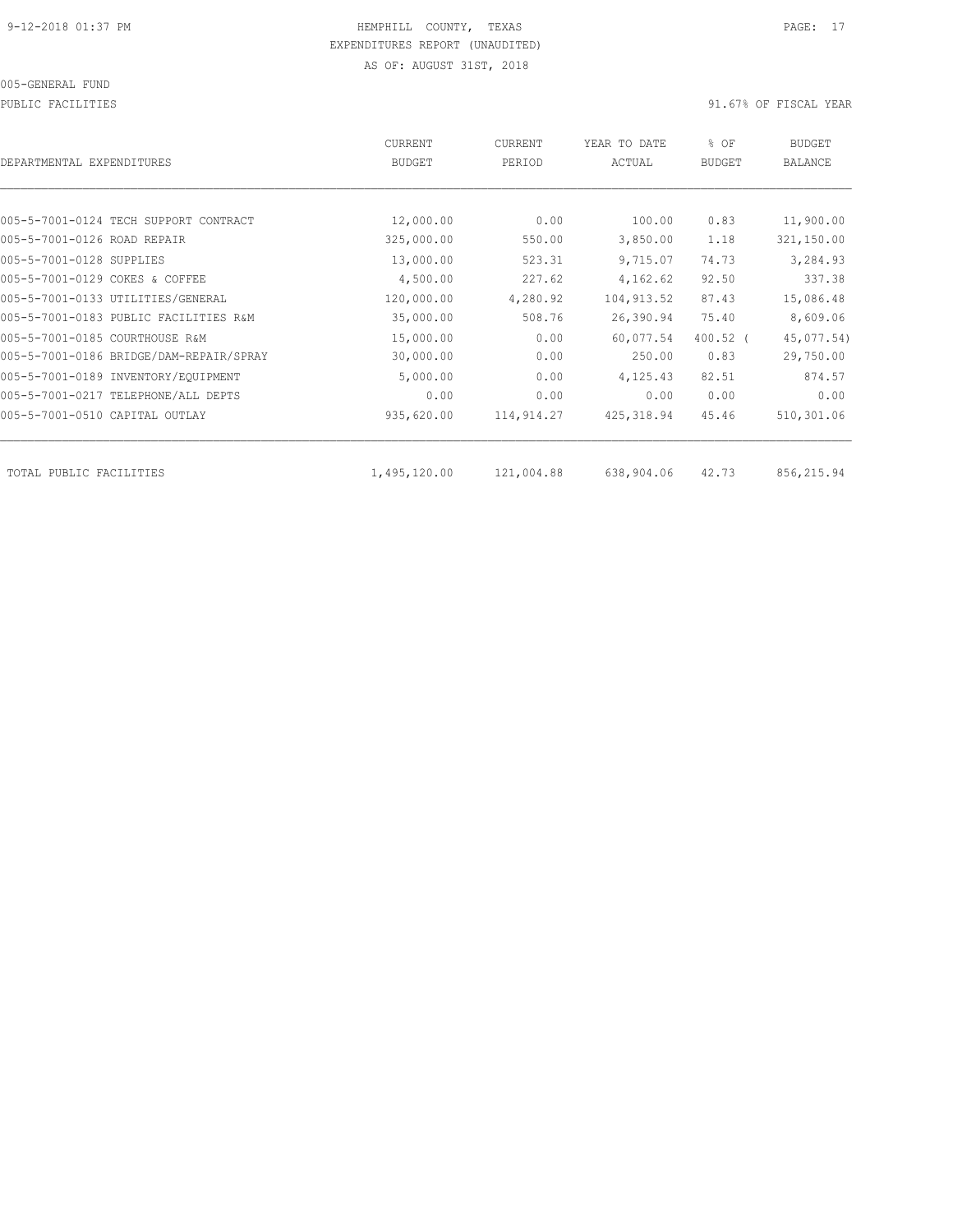HEMPHILL COUNTY, TEXAS
EXPENDITURES REPORT (UNAUDITED)
AS OF: AUGUST 31ST, 2018

005-GENERAL FUND

PUBLIC FACILITIES

91.67% OF FISCAL YEAR

| DEPARTMENTAL EXPENDITURES | CURRENT BUDGET | CURRENT PERIOD | YEAR TO DATE ACTUAL | % OF BUDGET | BUDGET BALANCE |
|---|---|---|---|---|---|
| 005-5-7001-0124 TECH SUPPORT CONTRACT | 12,000.00 | 0.00 | 100.00 | 0.83 | 11,900.00 |
| 005-5-7001-0126 ROAD REPAIR | 325,000.00 | 550.00 | 3,850.00 | 1.18 | 321,150.00 |
| 005-5-7001-0128 SUPPLIES | 13,000.00 | 523.31 | 9,715.07 | 74.73 | 3,284.93 |
| 005-5-7001-0129 COKES & COFFEE | 4,500.00 | 227.62 | 4,162.62 | 92.50 | 337.38 |
| 005-5-7001-0133 UTILITIES/GENERAL | 120,000.00 | 4,280.92 | 104,913.52 | 87.43 | 15,086.48 |
| 005-5-7001-0183 PUBLIC FACILITIES R&M | 35,000.00 | 508.76 | 26,390.94 | 75.40 | 8,609.06 |
| 005-5-7001-0185 COURTHOUSE R&M | 15,000.00 | 0.00 | 60,077.54 | 400.52 ( | 45,077.54) |
| 005-5-7001-0186 BRIDGE/DAM-REPAIR/SPRAY | 30,000.00 | 0.00 | 250.00 | 0.83 | 29,750.00 |
| 005-5-7001-0189 INVENTORY/EQUIPMENT | 5,000.00 | 0.00 | 4,125.43 | 82.51 | 874.57 |
| 005-5-7001-0217 TELEPHONE/ALL DEPTS | 0.00 | 0.00 | 0.00 | 0.00 | 0.00 |
| 005-5-7001-0510 CAPITAL OUTLAY | 935,620.00 | 114,914.27 | 425,318.94 | 45.46 | 510,301.06 |
| TOTAL PUBLIC FACILITIES | 1,495,120.00 | 121,004.88 | 638,904.06 | 42.73 | 856,215.94 |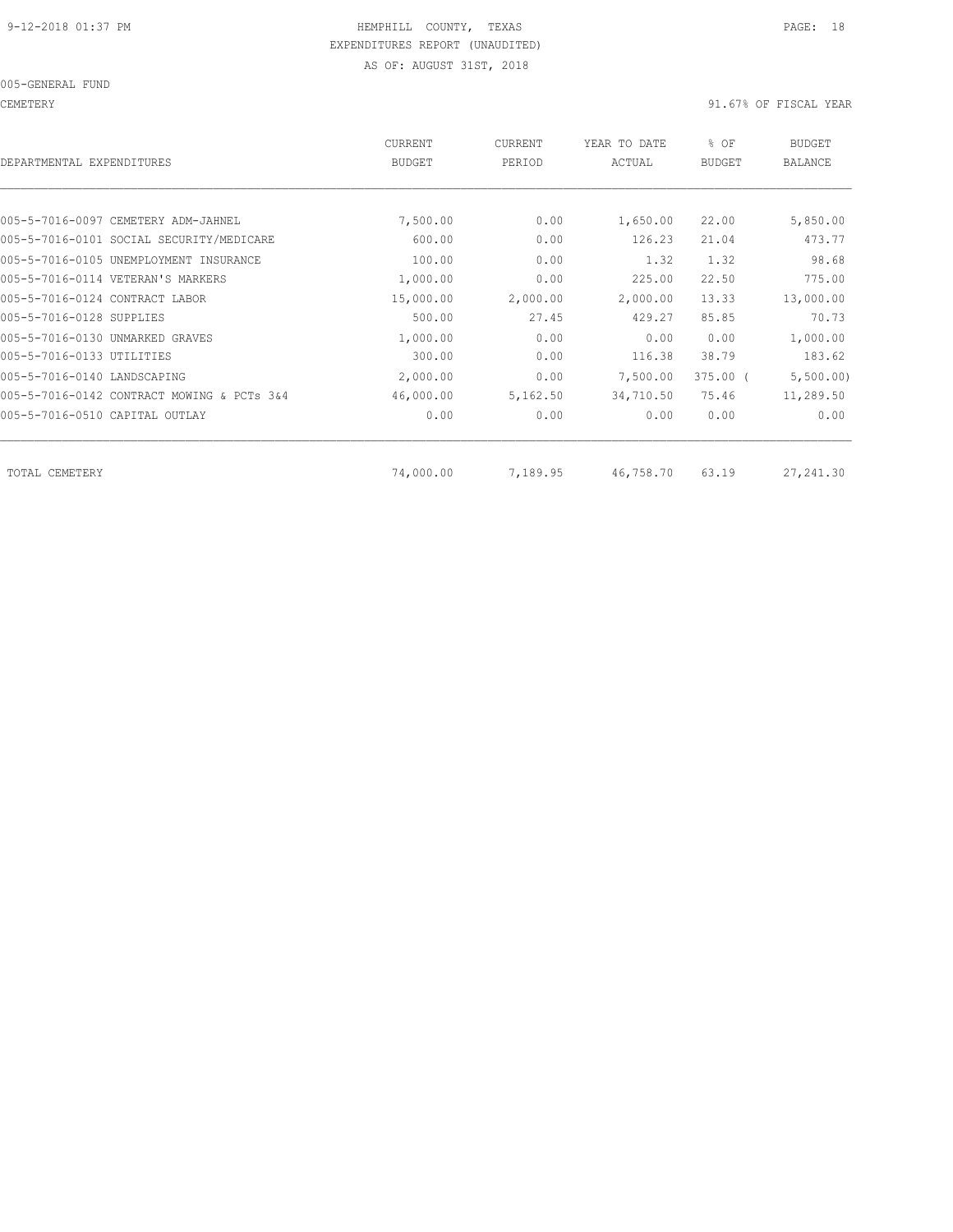HEMPHILL COUNTY, TEXAS
EXPENDITURES REPORT (UNAUDITED)
AS OF: AUGUST 31ST, 2018

005-GENERAL FUND

CEMETERY

91.67% OF FISCAL YEAR

| DEPARTMENTAL EXPENDITURES | CURRENT BUDGET | CURRENT PERIOD | YEAR TO DATE ACTUAL | % OF BUDGET | BUDGET BALANCE |
|---|---|---|---|---|---|
| 005-5-7016-0097 CEMETERY ADM-JAHNEL | 7,500.00 | 0.00 | 1,650.00 | 22.00 | 5,850.00 |
| 005-5-7016-0101 SOCIAL SECURITY/MEDICARE | 600.00 | 0.00 | 126.23 | 21.04 | 473.77 |
| 005-5-7016-0105 UNEMPLOYMENT INSURANCE | 100.00 | 0.00 | 1.32 | 1.32 | 98.68 |
| 005-5-7016-0114 VETERAN'S MARKERS | 1,000.00 | 0.00 | 225.00 | 22.50 | 775.00 |
| 005-5-7016-0124 CONTRACT LABOR | 15,000.00 | 2,000.00 | 2,000.00 | 13.33 | 13,000.00 |
| 005-5-7016-0128 SUPPLIES | 500.00 | 27.45 | 429.27 | 85.85 | 70.73 |
| 005-5-7016-0130 UNMARKED GRAVES | 1,000.00 | 0.00 | 0.00 | 0.00 | 1,000.00 |
| 005-5-7016-0133 UTILITIES | 300.00 | 0.00 | 116.38 | 38.79 | 183.62 |
| 005-5-7016-0140 LANDSCAPING | 2,000.00 | 0.00 | 7,500.00 | 375.00 ( | 5,500.00) |
| 005-5-7016-0142 CONTRACT MOWING & PCTs 3&4 | 46,000.00 | 5,162.50 | 34,710.50 | 75.46 | 11,289.50 |
| 005-5-7016-0510 CAPITAL OUTLAY | 0.00 | 0.00 | 0.00 | 0.00 | 0.00 |
| TOTAL CEMETERY | 74,000.00 | 7,189.95 | 46,758.70 | 63.19 | 27,241.30 |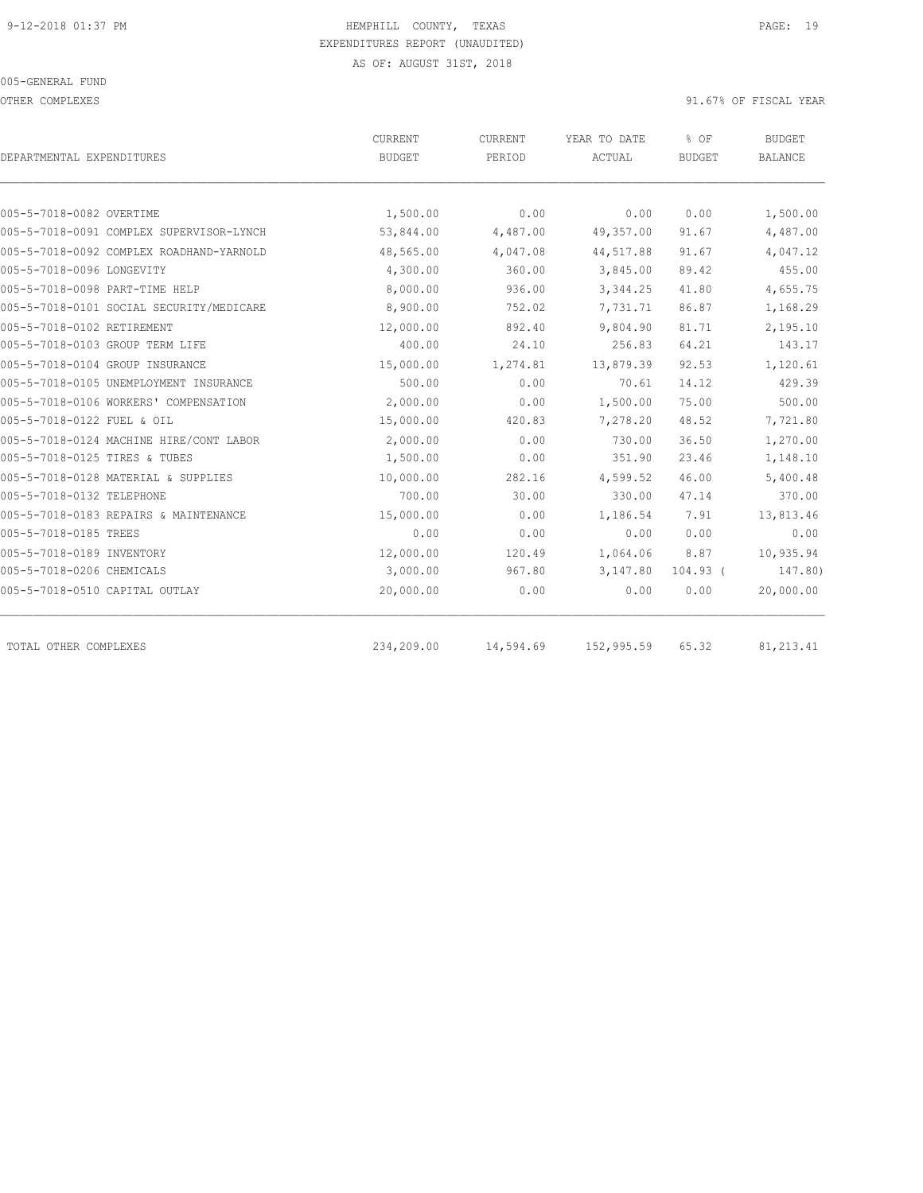9-12-2018 01:37 PM HEMPHILL COUNTY, TEXAS

EXPENDITURES REPORT (UNAUDITED)

AS OF: AUGUST 31ST, 2018

005-GENERAL FUND

OTHER COMPLEXES 91.67% OF FISCAL YEAR

| DEPARTMENTAL EXPENDITURES | CURRENT BUDGET | CURRENT PERIOD | YEAR TO DATE ACTUAL | % OF BUDGET | BUDGET BALANCE |
|---|---|---|---|---|---|
| 005-5-7018-0082 OVERTIME | 1,500.00 | 0.00 | 0.00 | 0.00 | 1,500.00 |
| 005-5-7018-0091 COMPLEX SUPERVISOR-LYNCH | 53,844.00 | 4,487.00 | 49,357.00 | 91.67 | 4,487.00 |
| 005-5-7018-0092 COMPLEX ROADHAND-YARNOLD | 48,565.00 | 4,047.08 | 44,517.88 | 91.67 | 4,047.12 |
| 005-5-7018-0096 LONGEVITY | 4,300.00 | 360.00 | 3,845.00 | 89.42 | 455.00 |
| 005-5-7018-0098 PART-TIME HELP | 8,000.00 | 936.00 | 3,344.25 | 41.80 | 4,655.75 |
| 005-5-7018-0101 SOCIAL SECURITY/MEDICARE | 8,900.00 | 752.02 | 7,731.71 | 86.87 | 1,168.29 |
| 005-5-7018-0102 RETIREMENT | 12,000.00 | 892.40 | 9,804.90 | 81.71 | 2,195.10 |
| 005-5-7018-0103 GROUP TERM LIFE | 400.00 | 24.10 | 256.83 | 64.21 | 143.17 |
| 005-5-7018-0104 GROUP INSURANCE | 15,000.00 | 1,274.81 | 13,879.39 | 92.53 | 1,120.61 |
| 005-5-7018-0105 UNEMPLOYMENT INSURANCE | 500.00 | 0.00 | 70.61 | 14.12 | 429.39 |
| 005-5-7018-0106 WORKERS' COMPENSATION | 2,000.00 | 0.00 | 1,500.00 | 75.00 | 500.00 |
| 005-5-7018-0122 FUEL & OIL | 15,000.00 | 420.83 | 7,278.20 | 48.52 | 7,721.80 |
| 005-5-7018-0124 MACHINE HIRE/CONT LABOR | 2,000.00 | 0.00 | 730.00 | 36.50 | 1,270.00 |
| 005-5-7018-0125 TIRES & TUBES | 1,500.00 | 0.00 | 351.90 | 23.46 | 1,148.10 |
| 005-5-7018-0128 MATERIAL & SUPPLIES | 10,000.00 | 282.16 | 4,599.52 | 46.00 | 5,400.48 |
| 005-5-7018-0132 TELEPHONE | 700.00 | 30.00 | 330.00 | 47.14 | 370.00 |
| 005-5-7018-0183 REPAIRS & MAINTENANCE | 15,000.00 | 0.00 | 1,186.54 | 7.91 | 13,813.46 |
| 005-5-7018-0185 TREES | 0.00 | 0.00 | 0.00 | 0.00 | 0.00 |
| 005-5-7018-0189 INVENTORY | 12,000.00 | 120.49 | 1,064.06 | 8.87 | 10,935.94 |
| 005-5-7018-0206 CHEMICALS | 3,000.00 | 967.80 | 3,147.80 | 104.93 | ( 147.80) |
| 005-5-7018-0510 CAPITAL OUTLAY | 20,000.00 | 0.00 | 0.00 | 0.00 | 20,000.00 |
| TOTAL OTHER COMPLEXES | 234,209.00 | 14,594.69 | 152,995.59 | 65.32 | 81,213.41 |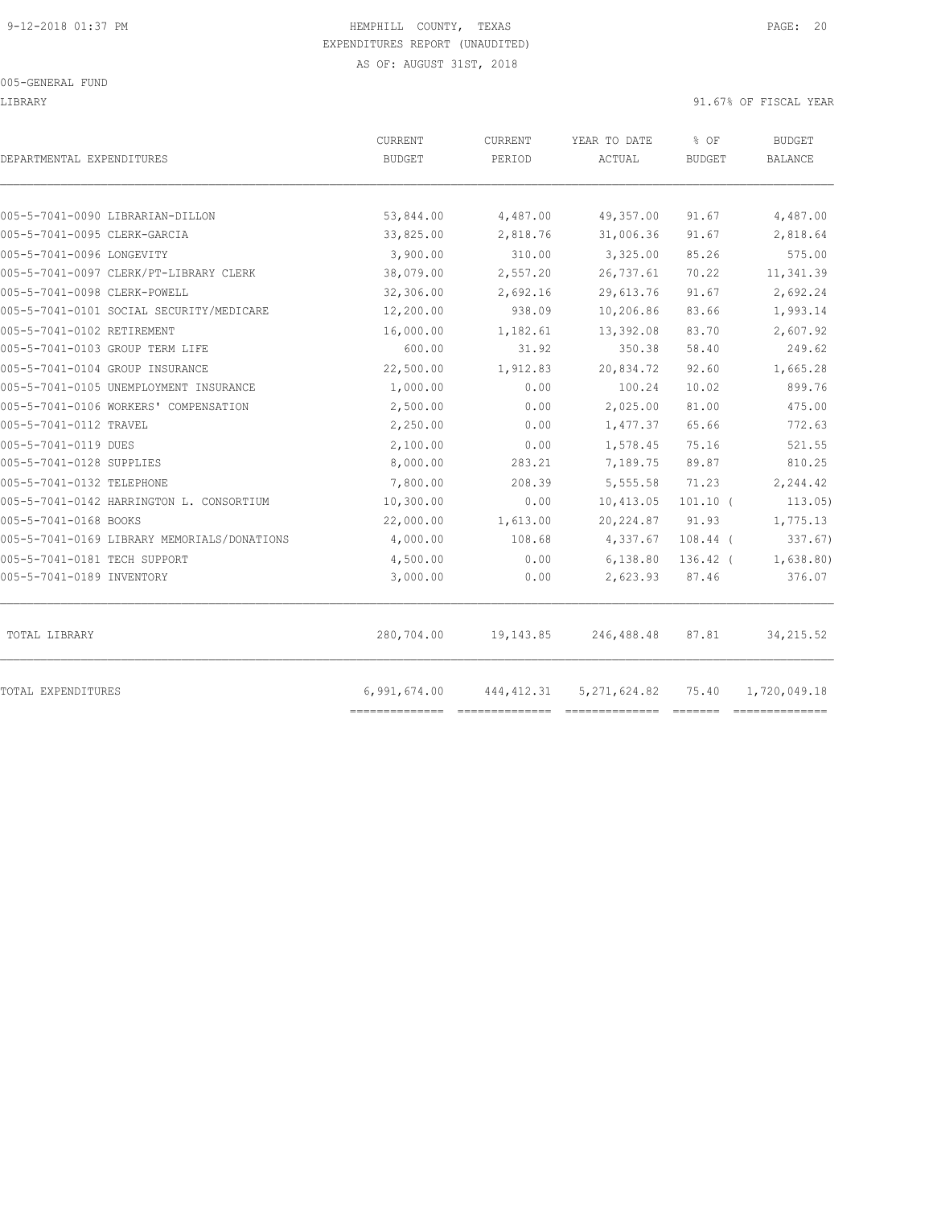9-12-2018 01:37 PM HEMPHILL COUNTY, TEXAS

EXPENDITURES REPORT (UNAUDITED)

AS OF: AUGUST 31ST, 2018

005-GENERAL FUND

LIBRARY 91.67% OF FISCAL YEAR

| DEPARTMENTAL EXPENDITURES | CURRENT BUDGET | CURRENT PERIOD | YEAR TO DATE ACTUAL | % OF BUDGET | BUDGET BALANCE |
|---|---|---|---|---|---|
| 005-5-7041-0090 LIBRARIAN-DILLON | 53,844.00 | 4,487.00 | 49,357.00 | 91.67 | 4,487.00 |
| 005-5-7041-0095 CLERK-GARCIA | 33,825.00 | 2,818.76 | 31,006.36 | 91.67 | 2,818.64 |
| 005-5-7041-0096 LONGEVITY | 3,900.00 | 310.00 | 3,325.00 | 85.26 | 575.00 |
| 005-5-7041-0097 CLERK/PT-LIBRARY CLERK | 38,079.00 | 2,557.20 | 26,737.61 | 70.22 | 11,341.39 |
| 005-5-7041-0098 CLERK-POWELL | 32,306.00 | 2,692.16 | 29,613.76 | 91.67 | 2,692.24 |
| 005-5-7041-0101 SOCIAL SECURITY/MEDICARE | 12,200.00 | 938.09 | 10,206.86 | 83.66 | 1,993.14 |
| 005-5-7041-0102 RETIREMENT | 16,000.00 | 1,182.61 | 13,392.08 | 83.70 | 2,607.92 |
| 005-5-7041-0103 GROUP TERM LIFE | 600.00 | 31.92 | 350.38 | 58.40 | 249.62 |
| 005-5-7041-0104 GROUP INSURANCE | 22,500.00 | 1,912.83 | 20,834.72 | 92.60 | 1,665.28 |
| 005-5-7041-0105 UNEMPLOYMENT INSURANCE | 1,000.00 | 0.00 | 100.24 | 10.02 | 899.76 |
| 005-5-7041-0106 WORKERS' COMPENSATION | 2,500.00 | 0.00 | 2,025.00 | 81.00 | 475.00 |
| 005-5-7041-0112 TRAVEL | 2,250.00 | 0.00 | 1,477.37 | 65.66 | 772.63 |
| 005-5-7041-0119 DUES | 2,100.00 | 0.00 | 1,578.45 | 75.16 | 521.55 |
| 005-5-7041-0128 SUPPLIES | 8,000.00 | 283.21 | 7,189.75 | 89.87 | 810.25 |
| 005-5-7041-0132 TELEPHONE | 7,800.00 | 208.39 | 5,555.58 | 71.23 | 2,244.42 |
| 005-5-7041-0142 HARRINGTON L. CONSORTIUM | 10,300.00 | 0.00 | 10,413.05 | 101.10 | ( 113.05) |
| 005-5-7041-0168 BOOKS | 22,000.00 | 1,613.00 | 20,224.87 | 91.93 | 1,775.13 |
| 005-5-7041-0169 LIBRARY MEMORIALS/DONATIONS | 4,000.00 | 108.68 | 4,337.67 | 108.44 | ( 337.67) |
| 005-5-7041-0181 TECH SUPPORT | 4,500.00 | 0.00 | 6,138.80 | 136.42 | ( 1,638.80) |
| 005-5-7041-0189 INVENTORY | 3,000.00 | 0.00 | 2,623.93 | 87.46 | 376.07 |
| TOTAL LIBRARY | 280,704.00 | 19,143.85 | 246,488.48 | 87.81 | 34,215.52 |
| TOTAL EXPENDITURES | 6,991,674.00 | 444,412.31 | 5,271,624.82 | 75.40 | 1,720,049.18 |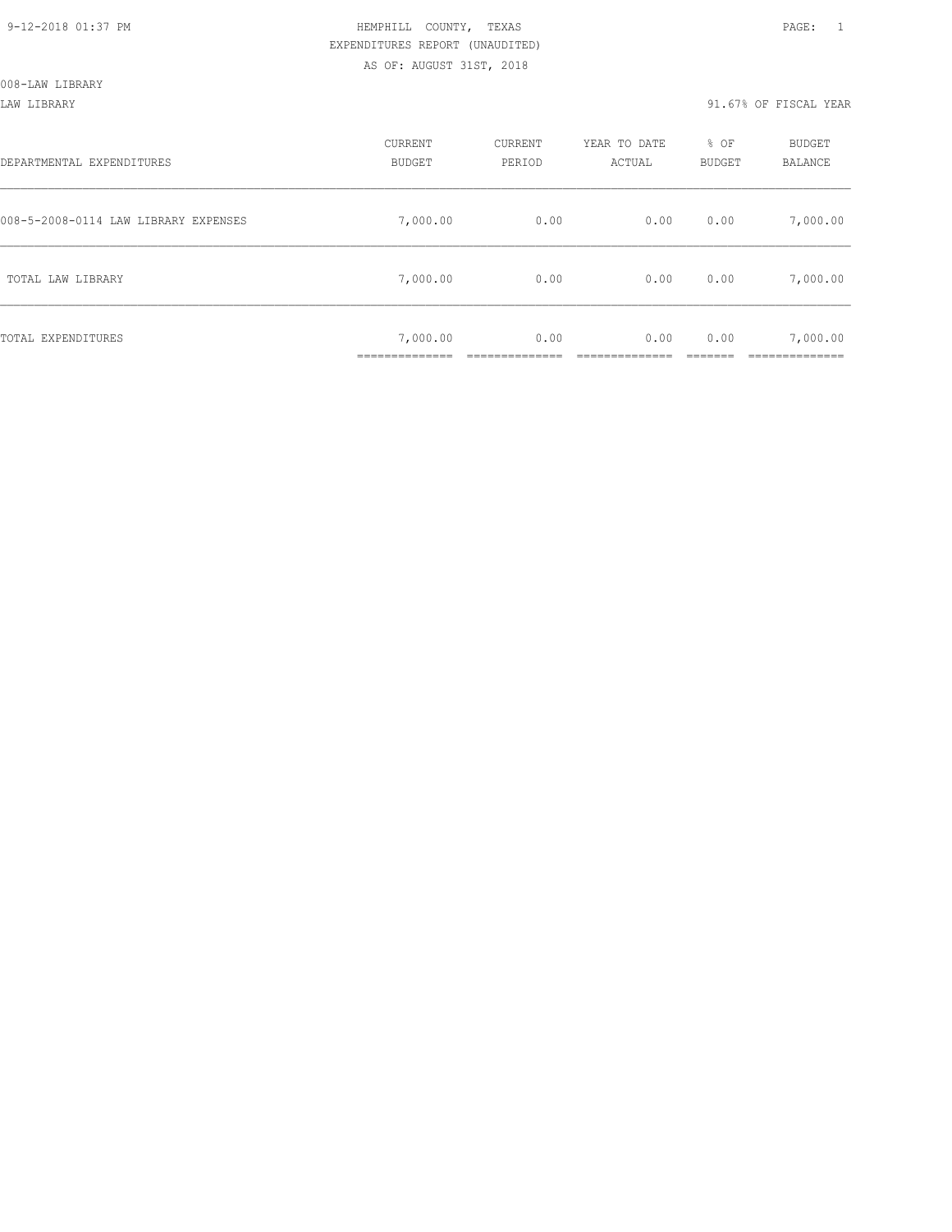HEMPHILL COUNTY, TEXAS
EXPENDITURES REPORT (UNAUDITED)
AS OF: AUGUST 31ST, 2018

008-LAW LIBRARY

LAW LIBRARY

91.67% OF FISCAL YEAR

| DEPARTMENTAL EXPENDITURES | CURRENT BUDGET | CURRENT PERIOD | YEAR TO DATE ACTUAL | % OF BUDGET | BUDGET BALANCE |
|---|---|---|---|---|---|
| 008-5-2008-0114 LAW LIBRARY EXPENSES | 7,000.00 | 0.00 | 0.00 | 0.00 | 7,000.00 |
| TOTAL LAW LIBRARY | 7,000.00 | 0.00 | 0.00 | 0.00 | 7,000.00 |
| TOTAL EXPENDITURES | 7,000.00 | 0.00 | 0.00 | 0.00 | 7,000.00 |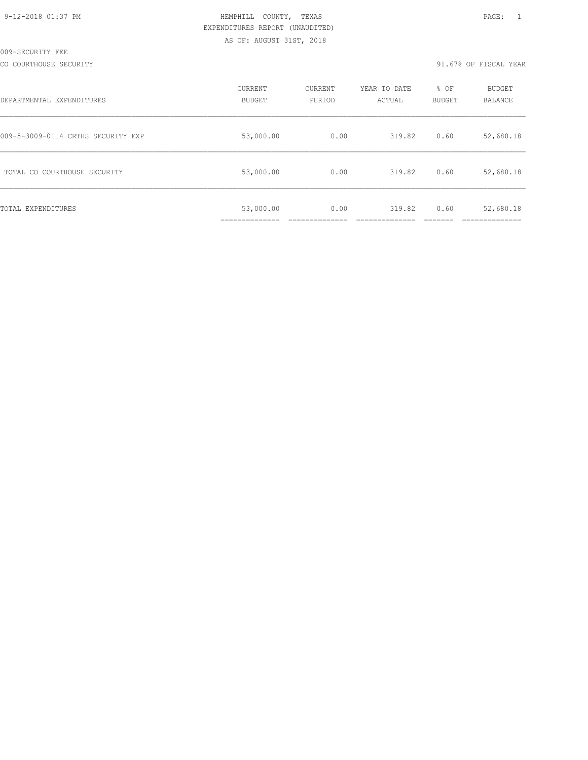HEMPHILL COUNTY, TEXAS
EXPENDITURES REPORT (UNAUDITED)
AS OF: AUGUST 31ST, 2018

009-SECURITY FEE

CO COURTHOUSE SECURITY — 91.67% OF FISCAL YEAR

| DEPARTMENTAL EXPENDITURES | CURRENT BUDGET | CURRENT PERIOD | YEAR TO DATE ACTUAL | % OF BUDGET | BUDGET BALANCE |
|---|---|---|---|---|---|
| 009-5-3009-0114 CRTHS SECURITY EXP | 53,000.00 | 0.00 | 319.82 | 0.60 | 52,680.18 |
| TOTAL CO COURTHOUSE SECURITY | 53,000.00 | 0.00 | 319.82 | 0.60 | 52,680.18 |
| TOTAL EXPENDITURES | 53,000.00 | 0.00 | 319.82 | 0.60 | 52,680.18 |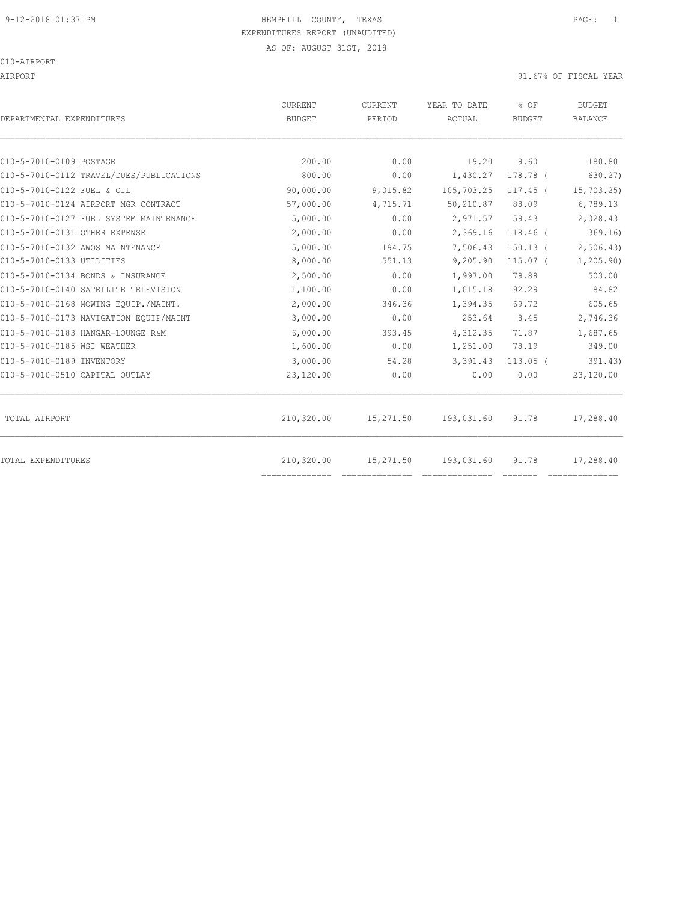# HEMPHILL COUNTY, TEXAS

EXPENDITURES REPORT (UNAUDITED)

AS OF: AUGUST 31ST, 2018

010-AIRPORT

AIRPORT — 91.67% OF FISCAL YEAR

| DEPARTMENTAL EXPENDITURES | CURRENT BUDGET | CURRENT PERIOD | YEAR TO DATE ACTUAL | % OF BUDGET | BUDGET BALANCE |
|---|---|---|---|---|---|
| 010-5-7010-0109 POSTAGE | 200.00 | 0.00 | 19.20 | 9.60 | 180.80 |
| 010-5-7010-0112 TRAVEL/DUES/PUBLICATIONS | 800.00 | 0.00 | 1,430.27 | 178.78 ( | 630.27) |
| 010-5-7010-0122 FUEL & OIL | 90,000.00 | 9,015.82 | 105,703.25 | 117.45 ( | 15,703.25) |
| 010-5-7010-0124 AIRPORT MGR CONTRACT | 57,000.00 | 4,715.71 | 50,210.87 | 88.09 | 6,789.13 |
| 010-5-7010-0127 FUEL SYSTEM MAINTENANCE | 5,000.00 | 0.00 | 2,971.57 | 59.43 | 2,028.43 |
| 010-5-7010-0131 OTHER EXPENSE | 2,000.00 | 0.00 | 2,369.16 | 118.46 ( | 369.16) |
| 010-5-7010-0132 AWOS MAINTENANCE | 5,000.00 | 194.75 | 7,506.43 | 150.13 ( | 2,506.43) |
| 010-5-7010-0133 UTILITIES | 8,000.00 | 551.13 | 9,205.90 | 115.07 ( | 1,205.90) |
| 010-5-7010-0134 BONDS & INSURANCE | 2,500.00 | 0.00 | 1,997.00 | 79.88 | 503.00 |
| 010-5-7010-0140 SATELLITE TELEVISION | 1,100.00 | 0.00 | 1,015.18 | 92.29 | 84.82 |
| 010-5-7010-0168 MOWING EQUIP./MAINT. | 2,000.00 | 346.36 | 1,394.35 | 69.72 | 605.65 |
| 010-5-7010-0173 NAVIGATION EQUIP/MAINT | 3,000.00 | 0.00 | 253.64 | 8.45 | 2,746.36 |
| 010-5-7010-0183 HANGAR-LOUNGE R&M | 6,000.00 | 393.45 | 4,312.35 | 71.87 | 1,687.65 |
| 010-5-7010-0185 WSI WEATHER | 1,600.00 | 0.00 | 1,251.00 | 78.19 | 349.00 |
| 010-5-7010-0189 INVENTORY | 3,000.00 | 54.28 | 3,391.43 | 113.05 ( | 391.43) |
| 010-5-7010-0510 CAPITAL OUTLAY | 23,120.00 | 0.00 | 0.00 | 0.00 | 23,120.00 |
| TOTAL AIRPORT | 210,320.00 | 15,271.50 | 193,031.60 | 91.78 | 17,288.40 |
| TOTAL EXPENDITURES | 210,320.00 | 15,271.50 | 193,031.60 | 91.78 | 17,288.40 |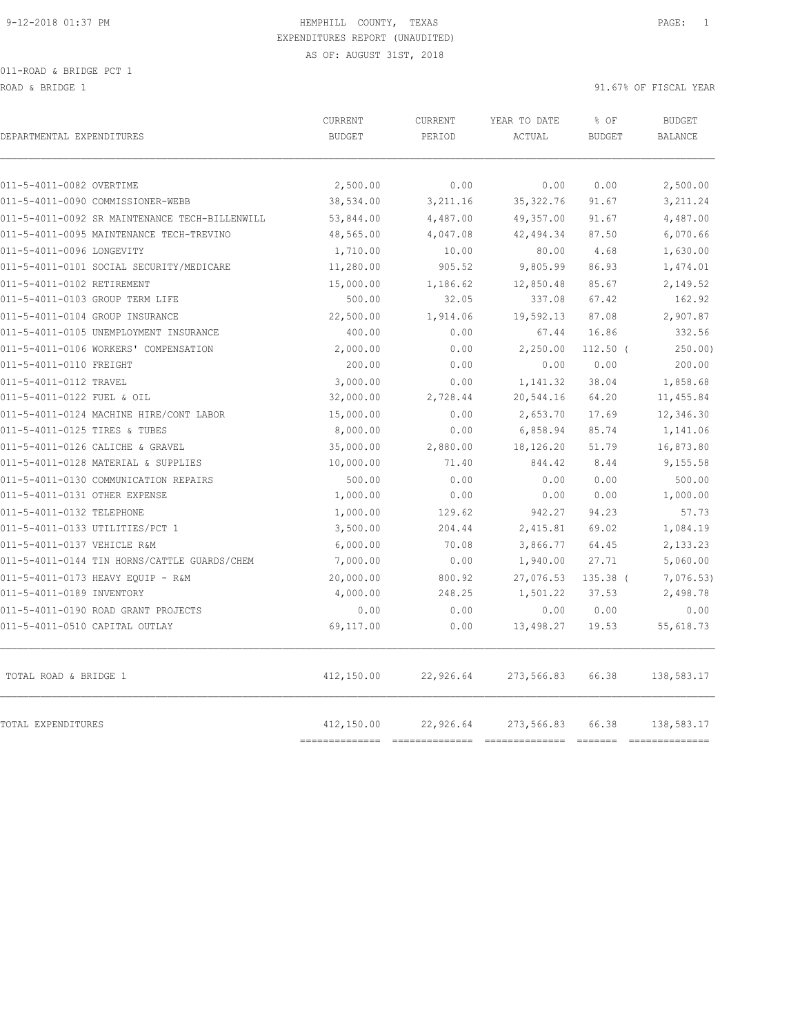HEMPHILL COUNTY, TEXAS
EXPENDITURES REPORT (UNAUDITED)
AS OF: AUGUST 31ST, 2018

011-ROAD & BRIDGE PCT 1

ROAD & BRIDGE 1 — 91.67% OF FISCAL YEAR

| DEPARTMENTAL EXPENDITURES | CURRENT BUDGET | CURRENT PERIOD | YEAR TO DATE ACTUAL | % OF BUDGET | BUDGET BALANCE |
|---|---|---|---|---|---|
| 011-5-4011-0082 OVERTIME | 2,500.00 | 0.00 | 0.00 | 0.00 | 2,500.00 |
| 011-5-4011-0090 COMMISSIONER-WEBB | 38,534.00 | 3,211.16 | 35,322.76 | 91.67 | 3,211.24 |
| 011-5-4011-0092 SR MAINTENANCE TECH-BILLENWILL | 53,844.00 | 4,487.00 | 49,357.00 | 91.67 | 4,487.00 |
| 011-5-4011-0095 MAINTENANCE TECH-TREVINO | 48,565.00 | 4,047.08 | 42,494.34 | 87.50 | 6,070.66 |
| 011-5-4011-0096 LONGEVITY | 1,710.00 | 10.00 | 80.00 | 4.68 | 1,630.00 |
| 011-5-4011-0101 SOCIAL SECURITY/MEDICARE | 11,280.00 | 905.52 | 9,805.99 | 86.93 | 1,474.01 |
| 011-5-4011-0102 RETIREMENT | 15,000.00 | 1,186.62 | 12,850.48 | 85.67 | 2,149.52 |
| 011-5-4011-0103 GROUP TERM LIFE | 500.00 | 32.05 | 337.08 | 67.42 | 162.92 |
| 011-5-4011-0104 GROUP INSURANCE | 22,500.00 | 1,914.06 | 19,592.13 | 87.08 | 2,907.87 |
| 011-5-4011-0105 UNEMPLOYMENT INSURANCE | 400.00 | 0.00 | 67.44 | 16.86 | 332.56 |
| 011-5-4011-0106 WORKERS' COMPENSATION | 2,000.00 | 0.00 | 2,250.00 | 112.50 | ( 250.00) |
| 011-5-4011-0110 FREIGHT | 200.00 | 0.00 | 0.00 | 0.00 | 200.00 |
| 011-5-4011-0112 TRAVEL | 3,000.00 | 0.00 | 1,141.32 | 38.04 | 1,858.68 |
| 011-5-4011-0122 FUEL & OIL | 32,000.00 | 2,728.44 | 20,544.16 | 64.20 | 11,455.84 |
| 011-5-4011-0124 MACHINE HIRE/CONT LABOR | 15,000.00 | 0.00 | 2,653.70 | 17.69 | 12,346.30 |
| 011-5-4011-0125 TIRES & TUBES | 8,000.00 | 0.00 | 6,858.94 | 85.74 | 1,141.06 |
| 011-5-4011-0126 CALICHE & GRAVEL | 35,000.00 | 2,880.00 | 18,126.20 | 51.79 | 16,873.80 |
| 011-5-4011-0128 MATERIAL & SUPPLIES | 10,000.00 | 71.40 | 844.42 | 8.44 | 9,155.58 |
| 011-5-4011-0130 COMMUNICATION REPAIRS | 500.00 | 0.00 | 0.00 | 0.00 | 500.00 |
| 011-5-4011-0131 OTHER EXPENSE | 1,000.00 | 0.00 | 0.00 | 0.00 | 1,000.00 |
| 011-5-4011-0132 TELEPHONE | 1,000.00 | 129.62 | 942.27 | 94.23 | 57.73 |
| 011-5-4011-0133 UTILITIES/PCT 1 | 3,500.00 | 204.44 | 2,415.81 | 69.02 | 1,084.19 |
| 011-5-4011-0137 VEHICLE R&M | 6,000.00 | 70.08 | 3,866.77 | 64.45 | 2,133.23 |
| 011-5-4011-0144 TIN HORNS/CATTLE GUARDS/CHEM | 7,000.00 | 0.00 | 1,940.00 | 27.71 | 5,060.00 |
| 011-5-4011-0173 HEAVY EQUIP - R&M | 20,000.00 | 800.92 | 27,076.53 | 135.38 | ( 7,076.53) |
| 011-5-4011-0189 INVENTORY | 4,000.00 | 248.25 | 1,501.22 | 37.53 | 2,498.78 |
| 011-5-4011-0190 ROAD GRANT PROJECTS | 0.00 | 0.00 | 0.00 | 0.00 | 0.00 |
| 011-5-4011-0510 CAPITAL OUTLAY | 69,117.00 | 0.00 | 13,498.27 | 19.53 | 55,618.73 |
| TOTAL ROAD & BRIDGE 1 | 412,150.00 | 22,926.64 | 273,566.83 | 66.38 | 138,583.17 |
| TOTAL EXPENDITURES | 412,150.00 | 22,926.64 | 273,566.83 | 66.38 | 138,583.17 |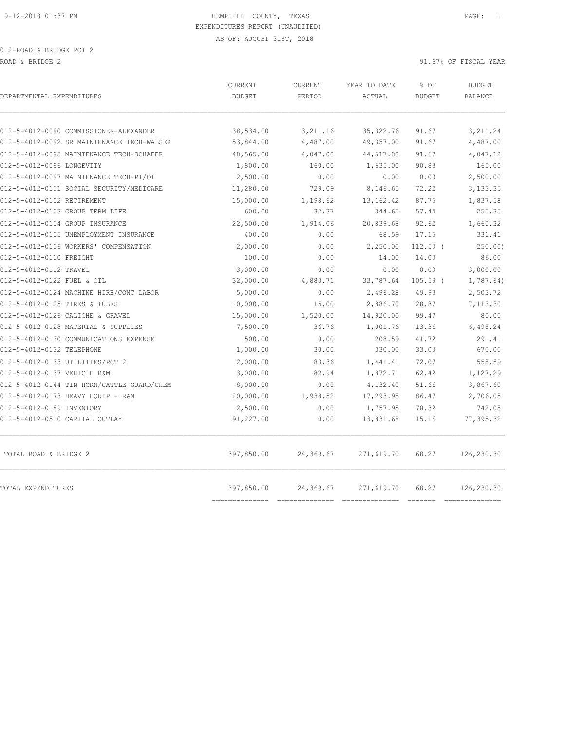HEMPHILL COUNTY, TEXAS
EXPENDITURES REPORT (UNAUDITED)
AS OF: AUGUST 31ST, 2018

012-ROAD & BRIDGE PCT 2

ROAD & BRIDGE 2 — 91.67% OF FISCAL YEAR

| DEPARTMENTAL EXPENDITURES | CURRENT BUDGET | CURRENT PERIOD | YEAR TO DATE ACTUAL | % OF BUDGET | BUDGET BALANCE |
|---|---|---|---|---|---|
| 012-5-4012-0090 COMMISSIONER-ALEXANDER | 38,534.00 | 3,211.16 | 35,322.76 | 91.67 | 3,211.24 |
| 012-5-4012-0092 SR MAINTENANCE TECH-WALSER | 53,844.00 | 4,487.00 | 49,357.00 | 91.67 | 4,487.00 |
| 012-5-4012-0095 MAINTENANCE TECH-SCHAFER | 48,565.00 | 4,047.08 | 44,517.88 | 91.67 | 4,047.12 |
| 012-5-4012-0096 LONGEVITY | 1,800.00 | 160.00 | 1,635.00 | 90.83 | 165.00 |
| 012-5-4012-0097 MAINTENANCE TECH-PT/OT | 2,500.00 | 0.00 | 0.00 | 0.00 | 2,500.00 |
| 012-5-4012-0101 SOCIAL SECURITY/MEDICARE | 11,280.00 | 729.09 | 8,146.65 | 72.22 | 3,133.35 |
| 012-5-4012-0102 RETIREMENT | 15,000.00 | 1,198.62 | 13,162.42 | 87.75 | 1,837.58 |
| 012-5-4012-0103 GROUP TERM LIFE | 600.00 | 32.37 | 344.65 | 57.44 | 255.35 |
| 012-5-4012-0104 GROUP INSURANCE | 22,500.00 | 1,914.06 | 20,839.68 | 92.62 | 1,660.32 |
| 012-5-4012-0105 UNEMPLOYMENT INSURANCE | 400.00 | 0.00 | 68.59 | 17.15 | 331.41 |
| 012-5-4012-0106 WORKERS' COMPENSATION | 2,000.00 | 0.00 | 2,250.00 | 112.50 | ( 250.00) |
| 012-5-4012-0110 FREIGHT | 100.00 | 0.00 | 14.00 | 14.00 | 86.00 |
| 012-5-4012-0112 TRAVEL | 3,000.00 | 0.00 | 0.00 | 0.00 | 3,000.00 |
| 012-5-4012-0122 FUEL & OIL | 32,000.00 | 4,883.71 | 33,787.64 | 105.59 | ( 1,787.64) |
| 012-5-4012-0124 MACHINE HIRE/CONT LABOR | 5,000.00 | 0.00 | 2,496.28 | 49.93 | 2,503.72 |
| 012-5-4012-0125 TIRES & TUBES | 10,000.00 | 15.00 | 2,886.70 | 28.87 | 7,113.30 |
| 012-5-4012-0126 CALICHE & GRAVEL | 15,000.00 | 1,520.00 | 14,920.00 | 99.47 | 80.00 |
| 012-5-4012-0128 MATERIAL & SUPPLIES | 7,500.00 | 36.76 | 1,001.76 | 13.36 | 6,498.24 |
| 012-5-4012-0130 COMMUNICATIONS EXPENSE | 500.00 | 0.00 | 208.59 | 41.72 | 291.41 |
| 012-5-4012-0132 TELEPHONE | 1,000.00 | 30.00 | 330.00 | 33.00 | 670.00 |
| 012-5-4012-0133 UTILITIES/PCT 2 | 2,000.00 | 83.36 | 1,441.41 | 72.07 | 558.59 |
| 012-5-4012-0137 VEHICLE R&M | 3,000.00 | 82.94 | 1,872.71 | 62.42 | 1,127.29 |
| 012-5-4012-0144 TIN HORN/CATTLE GUARD/CHEM | 8,000.00 | 0.00 | 4,132.40 | 51.66 | 3,867.60 |
| 012-5-4012-0173 HEAVY EQUIP - R&M | 20,000.00 | 1,938.52 | 17,293.95 | 86.47 | 2,706.05 |
| 012-5-4012-0189 INVENTORY | 2,500.00 | 0.00 | 1,757.95 | 70.32 | 742.05 |
| 012-5-4012-0510 CAPITAL OUTLAY | 91,227.00 | 0.00 | 13,831.68 | 15.16 | 77,395.32 |
| TOTAL ROAD & BRIDGE 2 | 397,850.00 | 24,369.67 | 271,619.70 | 68.27 | 126,230.30 |
| TOTAL EXPENDITURES | 397,850.00 | 24,369.67 | 271,619.70 | 68.27 | 126,230.30 |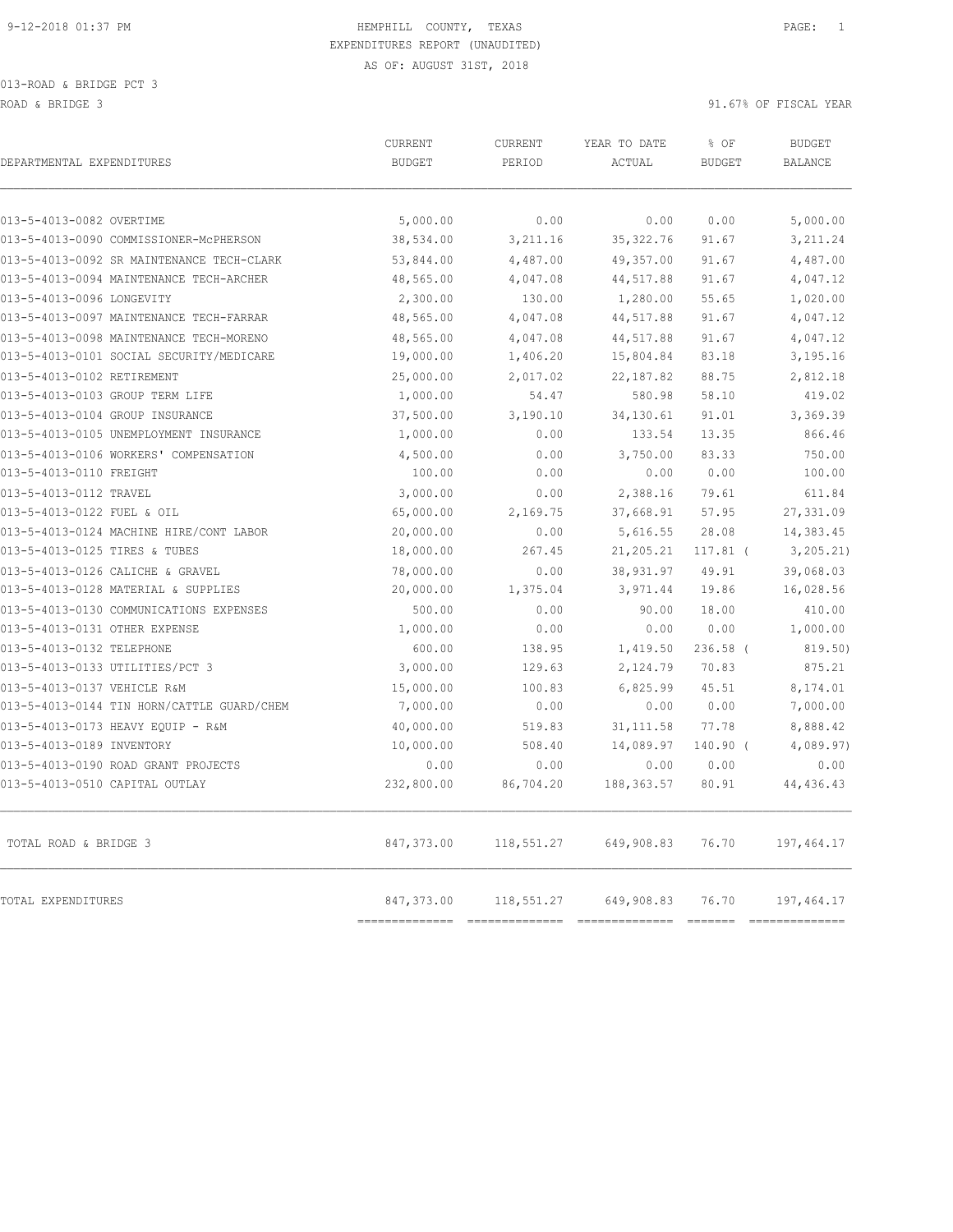HEMPHILL COUNTY, TEXAS
EXPENDITURES REPORT (UNAUDITED)
AS OF: AUGUST 31ST, 2018

013-ROAD & BRIDGE PCT 3

ROAD & BRIDGE 3 — 91.67% OF FISCAL YEAR

| DEPARTMENTAL EXPENDITURES | CURRENT BUDGET | CURRENT PERIOD | YEAR TO DATE ACTUAL | % OF BUDGET | BUDGET BALANCE |
|---|---|---|---|---|---|
| 013-5-4013-0082 OVERTIME | 5,000.00 | 0.00 | 0.00 | 0.00 | 5,000.00 |
| 013-5-4013-0090 COMMISSIONER-McPHERSON | 38,534.00 | 3,211.16 | 35,322.76 | 91.67 | 3,211.24 |
| 013-5-4013-0092 SR MAINTENANCE TECH-CLARK | 53,844.00 | 4,487.00 | 49,357.00 | 91.67 | 4,487.00 |
| 013-5-4013-0094 MAINTENANCE TECH-ARCHER | 48,565.00 | 4,047.08 | 44,517.88 | 91.67 | 4,047.12 |
| 013-5-4013-0096 LONGEVITY | 2,300.00 | 130.00 | 1,280.00 | 55.65 | 1,020.00 |
| 013-5-4013-0097 MAINTENANCE TECH-FARRAR | 48,565.00 | 4,047.08 | 44,517.88 | 91.67 | 4,047.12 |
| 013-5-4013-0098 MAINTENANCE TECH-MORENO | 48,565.00 | 4,047.08 | 44,517.88 | 91.67 | 4,047.12 |
| 013-5-4013-0101 SOCIAL SECURITY/MEDICARE | 19,000.00 | 1,406.20 | 15,804.84 | 83.18 | 3,195.16 |
| 013-5-4013-0102 RETIREMENT | 25,000.00 | 2,017.02 | 22,187.82 | 88.75 | 2,812.18 |
| 013-5-4013-0103 GROUP TERM LIFE | 1,000.00 | 54.47 | 580.98 | 58.10 | 419.02 |
| 013-5-4013-0104 GROUP INSURANCE | 37,500.00 | 3,190.10 | 34,130.61 | 91.01 | 3,369.39 |
| 013-5-4013-0105 UNEMPLOYMENT INSURANCE | 1,000.00 | 0.00 | 133.54 | 13.35 | 866.46 |
| 013-5-4013-0106 WORKERS' COMPENSATION | 4,500.00 | 0.00 | 3,750.00 | 83.33 | 750.00 |
| 013-5-4013-0110 FREIGHT | 100.00 | 0.00 | 0.00 | 0.00 | 100.00 |
| 013-5-4013-0112 TRAVEL | 3,000.00 | 0.00 | 2,388.16 | 79.61 | 611.84 |
| 013-5-4013-0122 FUEL & OIL | 65,000.00 | 2,169.75 | 37,668.91 | 57.95 | 27,331.09 |
| 013-5-4013-0124 MACHINE HIRE/CONT LABOR | 20,000.00 | 0.00 | 5,616.55 | 28.08 | 14,383.45 |
| 013-5-4013-0125 TIRES & TUBES | 18,000.00 | 267.45 | 21,205.21 | 117.81 | ( 3,205.21) |
| 013-5-4013-0126 CALICHE & GRAVEL | 78,000.00 | 0.00 | 38,931.97 | 49.91 | 39,068.03 |
| 013-5-4013-0128 MATERIAL & SUPPLIES | 20,000.00 | 1,375.04 | 3,971.44 | 19.86 | 16,028.56 |
| 013-5-4013-0130 COMMUNICATIONS EXPENSES | 500.00 | 0.00 | 90.00 | 18.00 | 410.00 |
| 013-5-4013-0131 OTHER EXPENSE | 1,000.00 | 0.00 | 0.00 | 0.00 | 1,000.00 |
| 013-5-4013-0132 TELEPHONE | 600.00 | 138.95 | 1,419.50 | 236.58 | ( 819.50) |
| 013-5-4013-0133 UTILITIES/PCT 3 | 3,000.00 | 129.63 | 2,124.79 | 70.83 | 875.21 |
| 013-5-4013-0137 VEHICLE R&M | 15,000.00 | 100.83 | 6,825.99 | 45.51 | 8,174.01 |
| 013-5-4013-0144 TIN HORN/CATTLE GUARD/CHEM | 7,000.00 | 0.00 | 0.00 | 0.00 | 7,000.00 |
| 013-5-4013-0173 HEAVY EQUIP - R&M | 40,000.00 | 519.83 | 31,111.58 | 77.78 | 8,888.42 |
| 013-5-4013-0189 INVENTORY | 10,000.00 | 508.40 | 14,089.97 | 140.90 | ( 4,089.97) |
| 013-5-4013-0190 ROAD GRANT PROJECTS | 0.00 | 0.00 | 0.00 | 0.00 | 0.00 |
| 013-5-4013-0510 CAPITAL OUTLAY | 232,800.00 | 86,704.20 | 188,363.57 | 80.91 | 44,436.43 |
| TOTAL ROAD & BRIDGE 3 | 847,373.00 | 118,551.27 | 649,908.83 | 76.70 | 197,464.17 |
| TOTAL EXPENDITURES | 847,373.00 | 118,551.27 | 649,908.83 | 76.70 | 197,464.17 |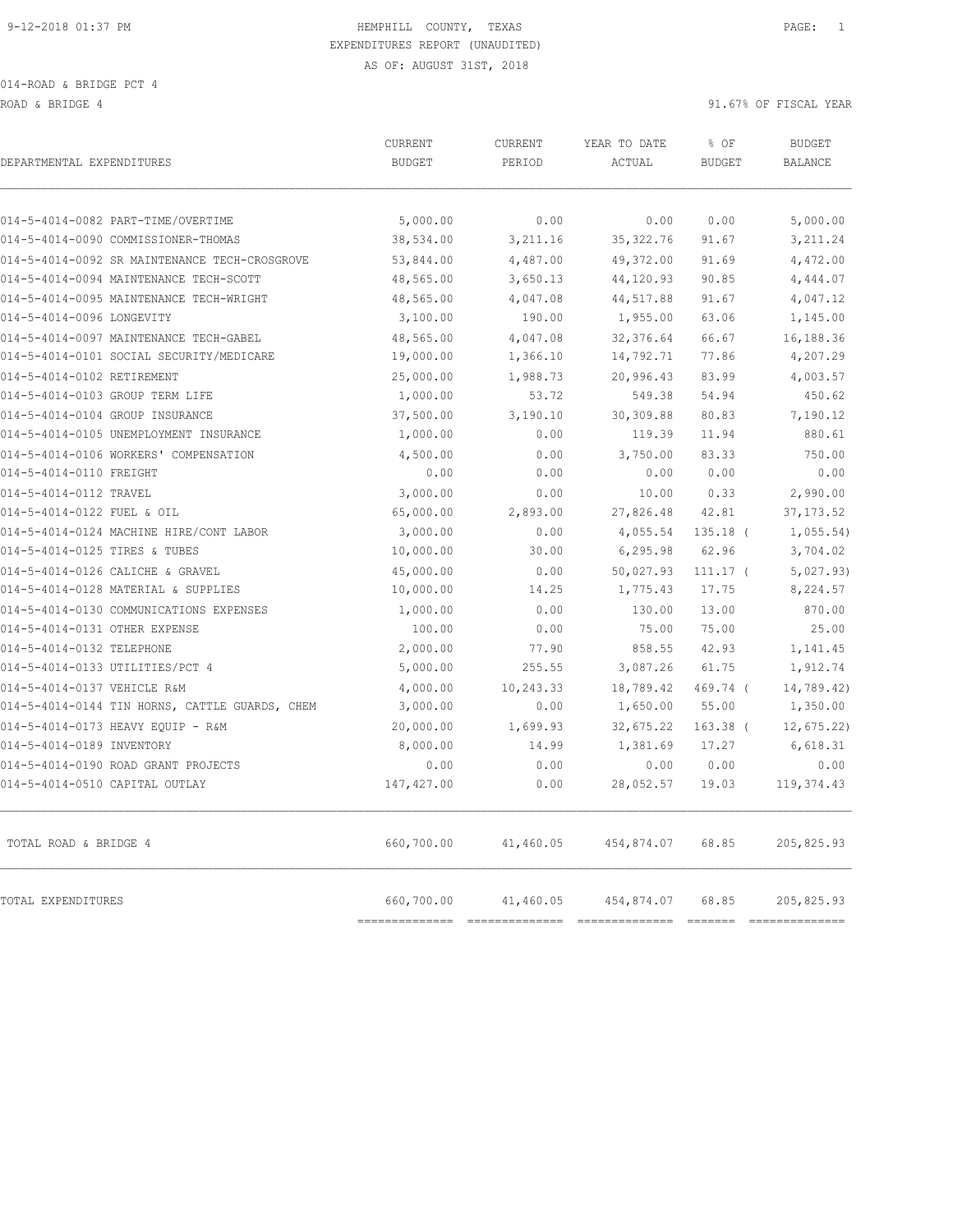9-12-2018 01:37 PM

HEMPHILL COUNTY, TEXAS
EXPENDITURES REPORT (UNAUDITED)
AS OF: AUGUST 31ST, 2018

014-ROAD & BRIDGE PCT 4
ROAD & BRIDGE 4

91.67% OF FISCAL YEAR

| DEPARTMENTAL EXPENDITURES | CURRENT BUDGET | CURRENT PERIOD | YEAR TO DATE ACTUAL | % OF BUDGET | BUDGET BALANCE |
|---|---|---|---|---|---|
| 014-5-4014-0082 PART-TIME/OVERTIME | 5,000.00 | 0.00 | 0.00 | 0.00 | 5,000.00 |
| 014-5-4014-0090 COMMISSIONER-THOMAS | 38,534.00 | 3,211.16 | 35,322.76 | 91.67 | 3,211.24 |
| 014-5-4014-0092 SR MAINTENANCE TECH-CROSGROVE | 53,844.00 | 4,487.00 | 49,372.00 | 91.69 | 4,472.00 |
| 014-5-4014-0094 MAINTENANCE TECH-SCOTT | 48,565.00 | 3,650.13 | 44,120.93 | 90.85 | 4,444.07 |
| 014-5-4014-0095 MAINTENANCE TECH-WRIGHT | 48,565.00 | 4,047.08 | 44,517.88 | 91.67 | 4,047.12 |
| 014-5-4014-0096 LONGEVITY | 3,100.00 | 190.00 | 1,955.00 | 63.06 | 1,145.00 |
| 014-5-4014-0097 MAINTENANCE TECH-GABEL | 48,565.00 | 4,047.08 | 32,376.64 | 66.67 | 16,188.36 |
| 014-5-4014-0101 SOCIAL SECURITY/MEDICARE | 19,000.00 | 1,366.10 | 14,792.71 | 77.86 | 4,207.29 |
| 014-5-4014-0102 RETIREMENT | 25,000.00 | 1,988.73 | 20,996.43 | 83.99 | 4,003.57 |
| 014-5-4014-0103 GROUP TERM LIFE | 1,000.00 | 53.72 | 549.38 | 54.94 | 450.62 |
| 014-5-4014-0104 GROUP INSURANCE | 37,500.00 | 3,190.10 | 30,309.88 | 80.83 | 7,190.12 |
| 014-5-4014-0105 UNEMPLOYMENT INSURANCE | 1,000.00 | 0.00 | 119.39 | 11.94 | 880.61 |
| 014-5-4014-0106 WORKERS' COMPENSATION | 4,500.00 | 0.00 | 3,750.00 | 83.33 | 750.00 |
| 014-5-4014-0110 FREIGHT | 0.00 | 0.00 | 0.00 | 0.00 | 0.00 |
| 014-5-4014-0112 TRAVEL | 3,000.00 | 0.00 | 10.00 | 0.33 | 2,990.00 |
| 014-5-4014-0122 FUEL & OIL | 65,000.00 | 2,893.00 | 27,826.48 | 42.81 | 37,173.52 |
| 014-5-4014-0124 MACHINE HIRE/CONT LABOR | 3,000.00 | 0.00 | 4,055.54 | 135.18 | ( 1,055.54) |
| 014-5-4014-0125 TIRES & TUBES | 10,000.00 | 30.00 | 6,295.98 | 62.96 | 3,704.02 |
| 014-5-4014-0126 CALICHE & GRAVEL | 45,000.00 | 0.00 | 50,027.93 | 111.17 | ( 5,027.93) |
| 014-5-4014-0128 MATERIAL & SUPPLIES | 10,000.00 | 14.25 | 1,775.43 | 17.75 | 8,224.57 |
| 014-5-4014-0130 COMMUNICATIONS EXPENSES | 1,000.00 | 0.00 | 130.00 | 13.00 | 870.00 |
| 014-5-4014-0131 OTHER EXPENSE | 100.00 | 0.00 | 75.00 | 75.00 | 25.00 |
| 014-5-4014-0132 TELEPHONE | 2,000.00 | 77.90 | 858.55 | 42.93 | 1,141.45 |
| 014-5-4014-0133 UTILITIES/PCT 4 | 5,000.00 | 255.55 | 3,087.26 | 61.75 | 1,912.74 |
| 014-5-4014-0137 VEHICLE R&M | 4,000.00 | 10,243.33 | 18,789.42 | 469.74 | ( 14,789.42) |
| 014-5-4014-0144 TIN HORNS, CATTLE GUARDS, CHEM | 3,000.00 | 0.00 | 1,650.00 | 55.00 | 1,350.00 |
| 014-5-4014-0173 HEAVY EQUIP - R&M | 20,000.00 | 1,699.93 | 32,675.22 | 163.38 | ( 12,675.22) |
| 014-5-4014-0189 INVENTORY | 8,000.00 | 14.99 | 1,381.69 | 17.27 | 6,618.31 |
| 014-5-4014-0190 ROAD GRANT PROJECTS | 0.00 | 0.00 | 0.00 | 0.00 | 0.00 |
| 014-5-4014-0510 CAPITAL OUTLAY | 147,427.00 | 0.00 | 28,052.57 | 19.03 | 119,374.43 |
| TOTAL ROAD & BRIDGE 4 | 660,700.00 | 41,460.05 | 454,874.07 | 68.85 | 205,825.93 |
| TOTAL EXPENDITURES | 660,700.00 | 41,460.05 | 454,874.07 | 68.85 | 205,825.93 |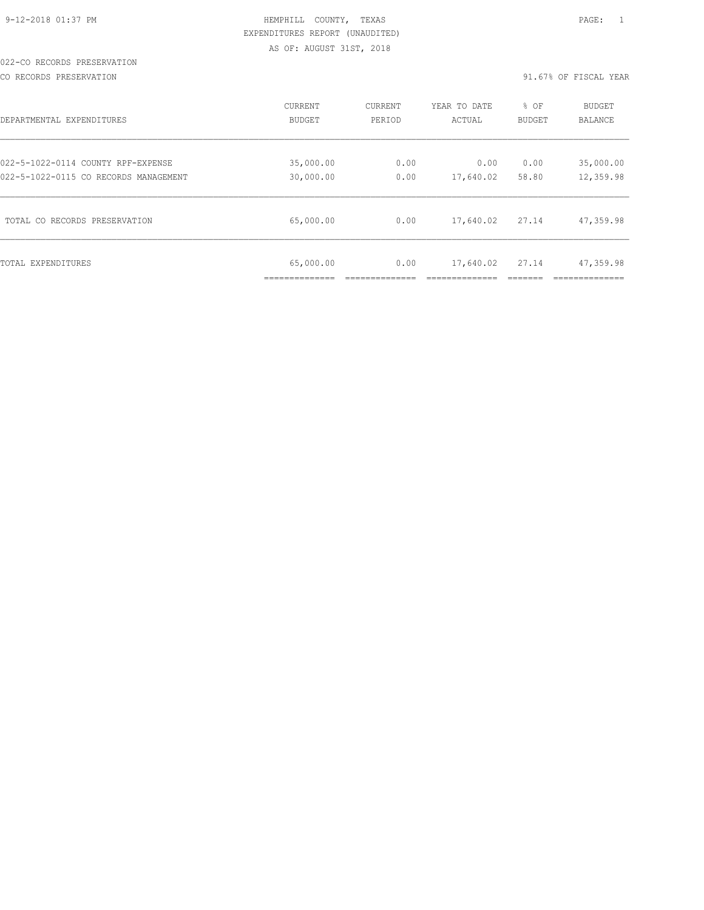HEMPHILL COUNTY, TEXAS
EXPENDITURES REPORT (UNAUDITED)
AS OF: AUGUST 31ST, 2018

022-CO RECORDS PRESERVATION

CO RECORDS PRESERVATION — 91.67% OF FISCAL YEAR

| DEPARTMENTAL EXPENDITURES | CURRENT BUDGET | CURRENT PERIOD | YEAR TO DATE ACTUAL | % OF BUDGET | BUDGET BALANCE |
|---|---|---|---|---|---|
| 022-5-1022-0114 COUNTY RPF-EXPENSE | 35,000.00 | 0.00 | 0.00 | 0.00 | 35,000.00 |
| 022-5-1022-0115 CO RECORDS MANAGEMENT | 30,000.00 | 0.00 | 17,640.02 | 58.80 | 12,359.98 |
| TOTAL CO RECORDS PRESERVATION | 65,000.00 | 0.00 | 17,640.02 | 27.14 | 47,359.98 |
| TOTAL EXPENDITURES | 65,000.00 | 0.00 | 17,640.02 | 27.14 | 47,359.98 |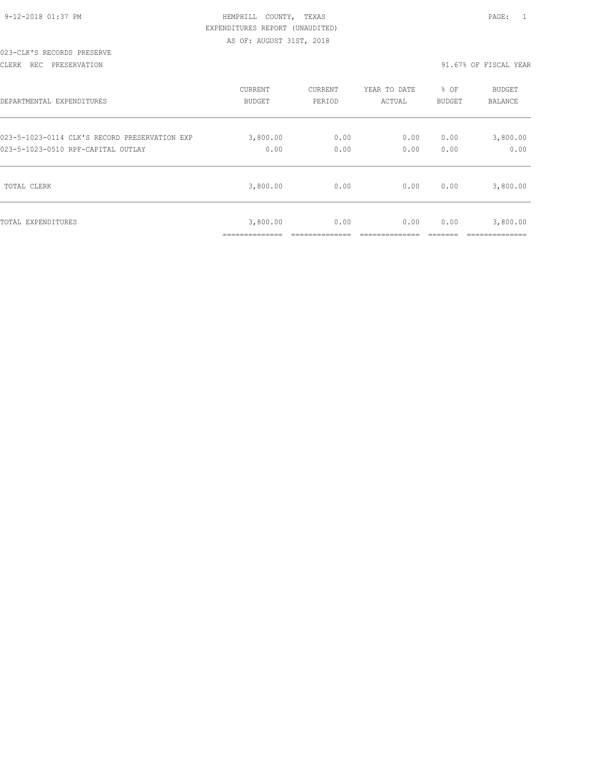9-12-2018 01:37 PM

HEMPHILL COUNTY, TEXAS

EXPENDITURES REPORT (UNAUDITED)

AS OF: AUGUST 31ST, 2018

023-CLK'S RECORDS PRESERVE

CLERK REC PRESERVATION

91.67% OF FISCAL YEAR

| DEPARTMENTAL EXPENDITURES | CURRENT BUDGET | CURRENT PERIOD | YEAR TO DATE ACTUAL | % OF BUDGET | BUDGET BALANCE |
|---|---|---|---|---|---|
| 023-5-1023-0114 CLK'S RECORD PRESERVATION EXP | 3,800.00 | 0.00 | 0.00 | 0.00 | 3,800.00 |
| 023-5-1023-0510 RPF-CAPITAL OUTLAY | 0.00 | 0.00 | 0.00 | 0.00 | 0.00 |
| TOTAL CLERK | 3,800.00 | 0.00 | 0.00 | 0.00 | 3,800.00 |
| TOTAL EXPENDITURES | 3,800.00 | 0.00 | 0.00 | 0.00 | 3,800.00 |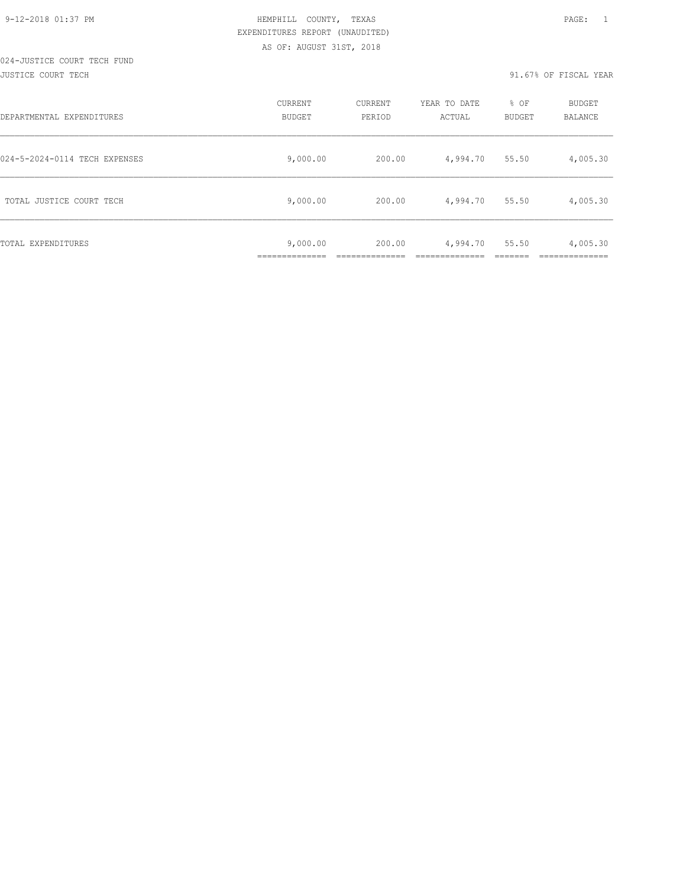HEMPHILL COUNTY, TEXAS
EXPENDITURES REPORT (UNAUDITED)
AS OF: AUGUST 31ST, 2018

024-JUSTICE COURT TECH FUND

JUSTICE COURT TECH

91.67% OF FISCAL YEAR

| DEPARTMENTAL EXPENDITURES | CURRENT BUDGET | CURRENT PERIOD | YEAR TO DATE ACTUAL | % OF BUDGET | BUDGET BALANCE |
|---|---|---|---|---|---|
| 024-5-2024-0114 TECH EXPENSES | 9,000.00 | 200.00 | 4,994.70 | 55.50 | 4,005.30 |
| TOTAL JUSTICE COURT TECH | 9,000.00 | 200.00 | 4,994.70 | 55.50 | 4,005.30 |
| TOTAL EXPENDITURES | 9,000.00 | 200.00 | 4,994.70 | 55.50 | 4,005.30 |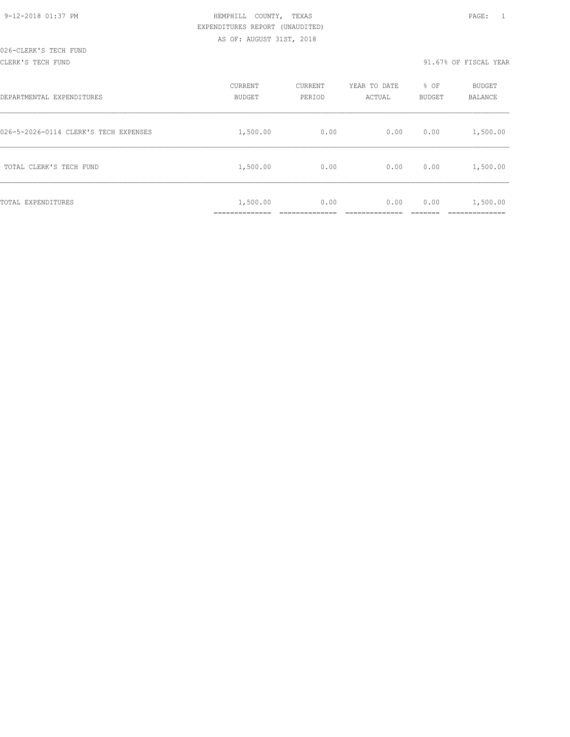HEMPHILL COUNTY, TEXAS
EXPENDITURES REPORT (UNAUDITED)
AS OF: AUGUST 31ST, 2018

026-CLERK'S TECH FUND

CLERK'S TECH FUND — 91.67% OF FISCAL YEAR

| DEPARTMENTAL EXPENDITURES | CURRENT BUDGET | CURRENT PERIOD | YEAR TO DATE ACTUAL | % OF BUDGET | BUDGET BALANCE |
|---|---|---|---|---|---|
| 026-5-2026-0114 CLERK'S TECH EXPENSES | 1,500.00 | 0.00 | 0.00 | 0.00 | 1,500.00 |
| TOTAL CLERK'S TECH FUND | 1,500.00 | 0.00 | 0.00 | 0.00 | 1,500.00 |
| TOTAL EXPENDITURES | 1,500.00 | 0.00 | 0.00 | 0.00 | 1,500.00 |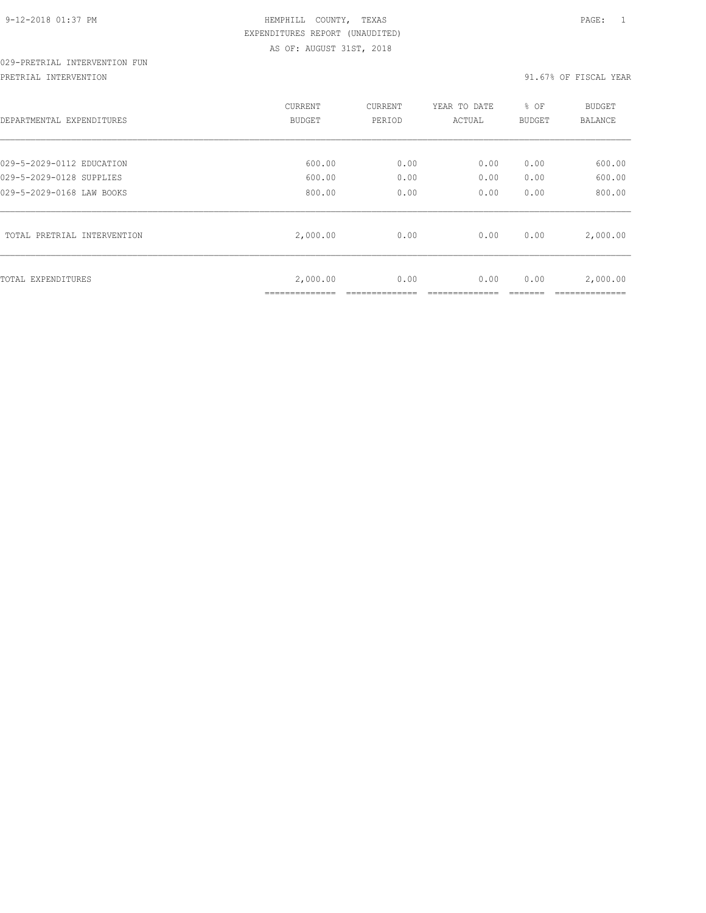HEMPHILL COUNTY, TEXAS
EXPENDITURES REPORT (UNAUDITED)
AS OF: AUGUST 31ST, 2018

029-PRETRIAL INTERVENTION FUN

PRETRIAL INTERVENTION — 91.67% OF FISCAL YEAR

| DEPARTMENTAL EXPENDITURES | CURRENT BUDGET | CURRENT PERIOD | YEAR TO DATE ACTUAL | % OF BUDGET | BUDGET BALANCE |
|---|---|---|---|---|---|
| 029-5-2029-0112 EDUCATION | 600.00 | 0.00 | 0.00 | 0.00 | 600.00 |
| 029-5-2029-0128 SUPPLIES | 600.00 | 0.00 | 0.00 | 0.00 | 600.00 |
| 029-5-2029-0168 LAW BOOKS | 800.00 | 0.00 | 0.00 | 0.00 | 800.00 |
| TOTAL PRETRIAL INTERVENTION | 2,000.00 | 0.00 | 0.00 | 0.00 | 2,000.00 |
| TOTAL EXPENDITURES | 2,000.00 | 0.00 | 0.00 | 0.00 | 2,000.00 |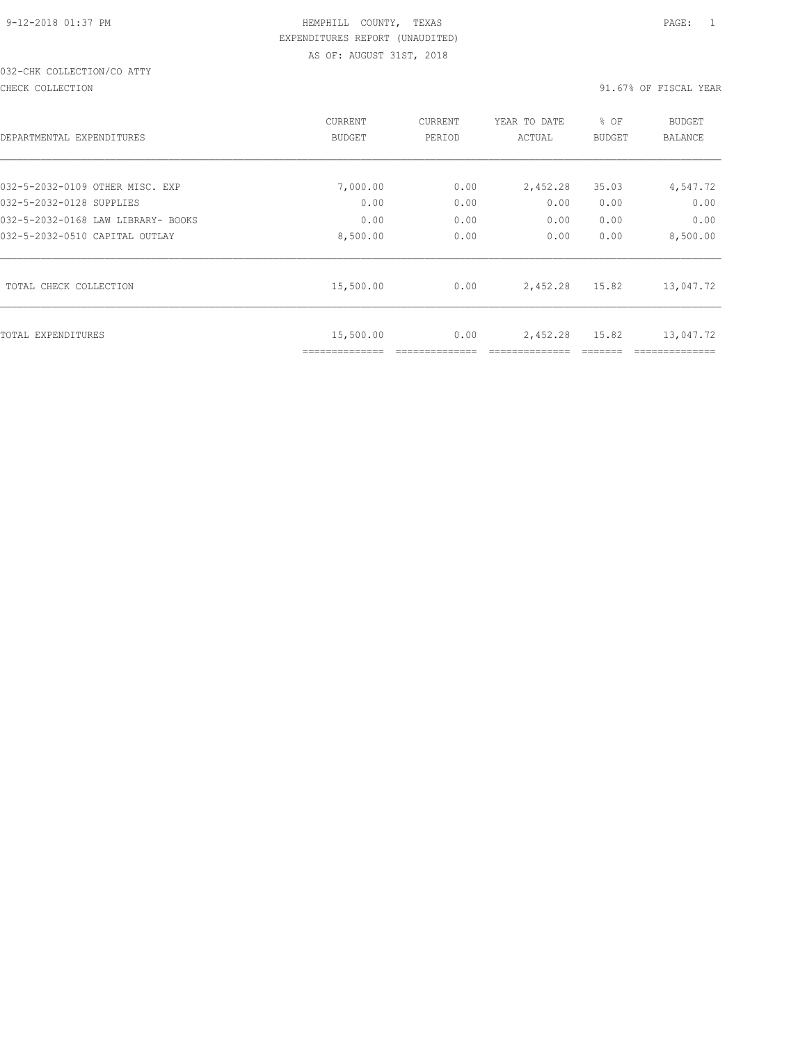9-12-2018 01:37 PM HEMPHILL COUNTY, TEXAS PAGE: 1

EXPENDITURES REPORT (UNAUDITED)

AS OF: AUGUST 31ST, 2018

032-CHK COLLECTION/CO ATTY

CHECK COLLECTION 91.67% OF FISCAL YEAR

| DEPARTMENTAL EXPENDITURES | CURRENT BUDGET | CURRENT PERIOD | YEAR TO DATE ACTUAL | % OF BUDGET | BUDGET BALANCE |
|---|---|---|---|---|---|
| 032-5-2032-0109 OTHER MISC. EXP | 7,000.00 | 0.00 | 2,452.28 | 35.03 | 4,547.72 |
| 032-5-2032-0128 SUPPLIES | 0.00 | 0.00 | 0.00 | 0.00 | 0.00 |
| 032-5-2032-0168 LAW LIBRARY- BOOKS | 0.00 | 0.00 | 0.00 | 0.00 | 0.00 |
| 032-5-2032-0510 CAPITAL OUTLAY | 8,500.00 | 0.00 | 0.00 | 0.00 | 8,500.00 |
| TOTAL CHECK COLLECTION | 15,500.00 | 0.00 | 2,452.28 | 15.82 | 13,047.72 |
| TOTAL EXPENDITURES | 15,500.00 | 0.00 | 2,452.28 | 15.82 | 13,047.72 |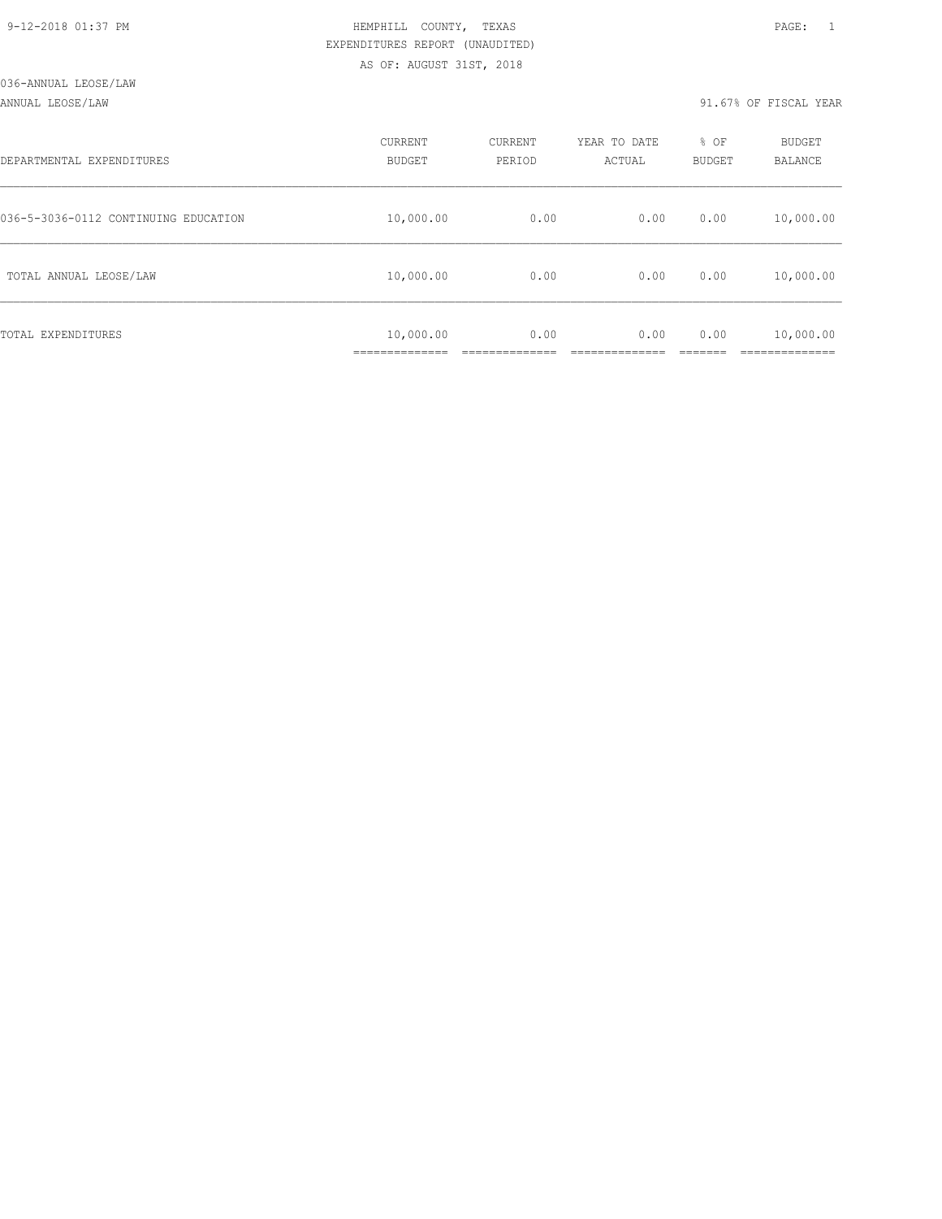HEMPHILL COUNTY, TEXAS
EXPENDITURES REPORT (UNAUDITED)
AS OF: AUGUST 31ST, 2018

036-ANNUAL LEOSE/LAW

ANNUAL LEOSE/LAW — 91.67% OF FISCAL YEAR

| DEPARTMENTAL EXPENDITURES | CURRENT BUDGET | CURRENT PERIOD | YEAR TO DATE ACTUAL | % OF BUDGET | BUDGET BALANCE |
|---|---|---|---|---|---|
| 036-5-3036-0112 CONTINUING EDUCATION | 10,000.00 | 0.00 | 0.00 | 0.00 | 10,000.00 |
| TOTAL ANNUAL LEOSE/LAW | 10,000.00 | 0.00 | 0.00 | 0.00 | 10,000.00 |
| TOTAL EXPENDITURES | 10,000.00 | 0.00 | 0.00 | 0.00 | 10,000.00 |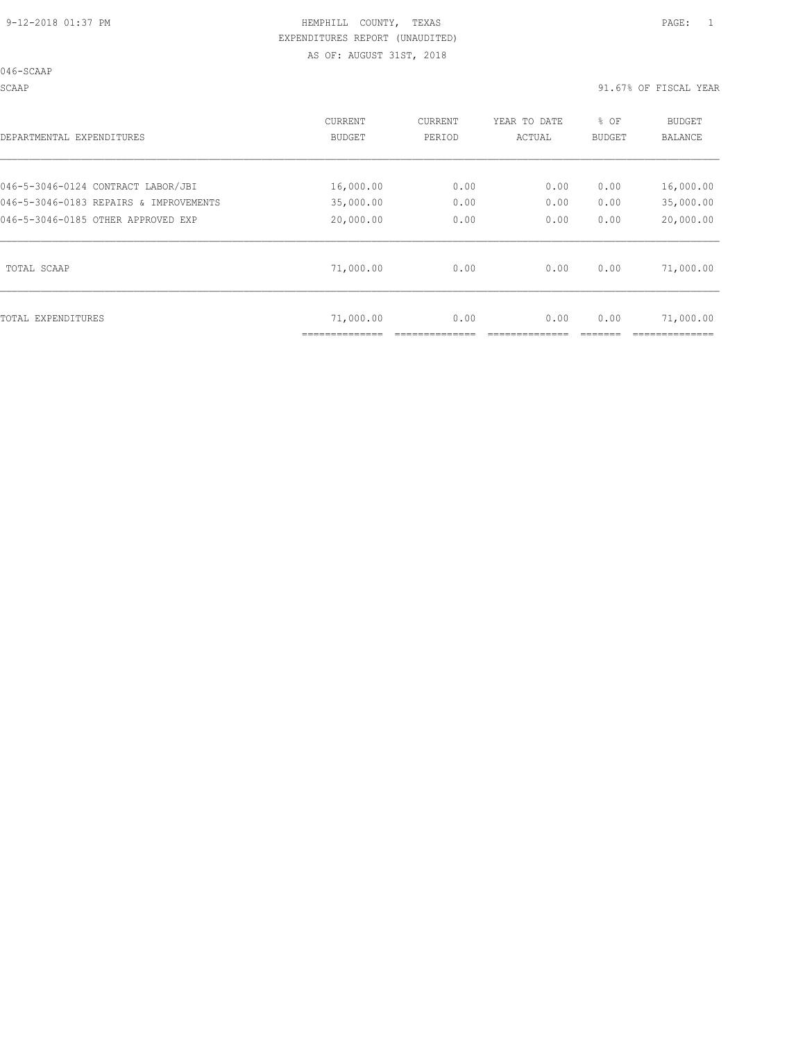HEMPHILL COUNTY, TEXAS
EXPENDITURES REPORT (UNAUDITED)
AS OF: AUGUST 31ST, 2018

046-SCAAP

SCAAP — 91.67% OF FISCAL YEAR

| DEPARTMENTAL EXPENDITURES | CURRENT BUDGET | CURRENT PERIOD | YEAR TO DATE ACTUAL | % OF BUDGET | BUDGET BALANCE |
|---|---|---|---|---|---|
| 046-5-3046-0124 CONTRACT LABOR/JBI | 16,000.00 | 0.00 | 0.00 | 0.00 | 16,000.00 |
| 046-5-3046-0183 REPAIRS & IMPROVEMENTS | 35,000.00 | 0.00 | 0.00 | 0.00 | 35,000.00 |
| 046-5-3046-0185 OTHER APPROVED EXP | 20,000.00 | 0.00 | 0.00 | 0.00 | 20,000.00 |
| TOTAL SCAAP | 71,000.00 | 0.00 | 0.00 | 0.00 | 71,000.00 |
| TOTAL EXPENDITURES | 71,000.00 | 0.00 | 0.00 | 0.00 | 71,000.00 |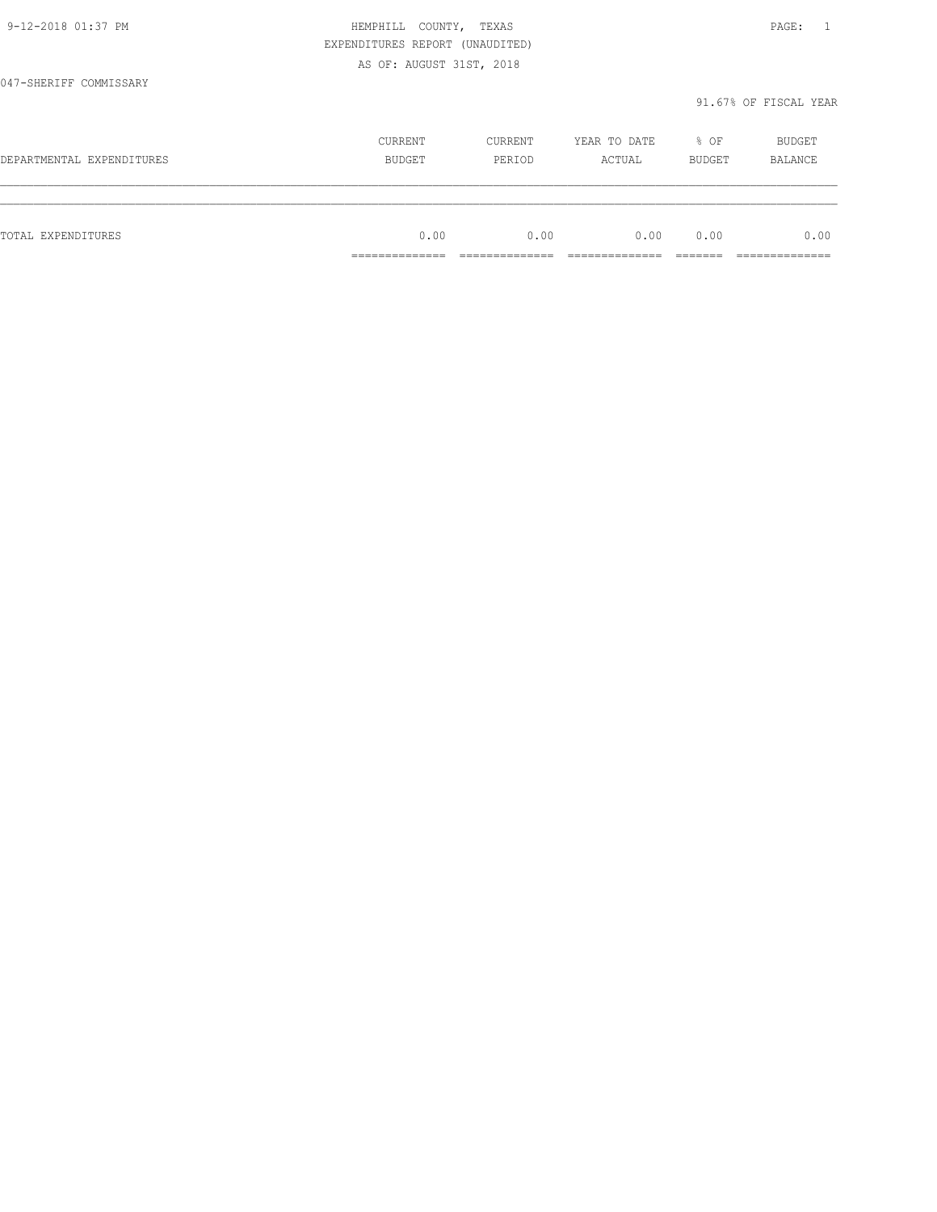9-12-2018 01:37 PM

HEMPHILL COUNTY, TEXAS

EXPENDITURES REPORT (UNAUDITED)

AS OF: AUGUST 31ST, 2018

047-SHERIFF COMMISSARY

91.67% OF FISCAL YEAR

| DEPARTMENTAL EXPENDITURES | CURRENT BUDGET | CURRENT PERIOD | YEAR TO DATE ACTUAL | % OF BUDGET | BUDGET BALANCE |
|---|---|---|---|---|---|
| TOTAL EXPENDITURES | 0.00 | 0.00 | 0.00 | 0.00 | 0.00 |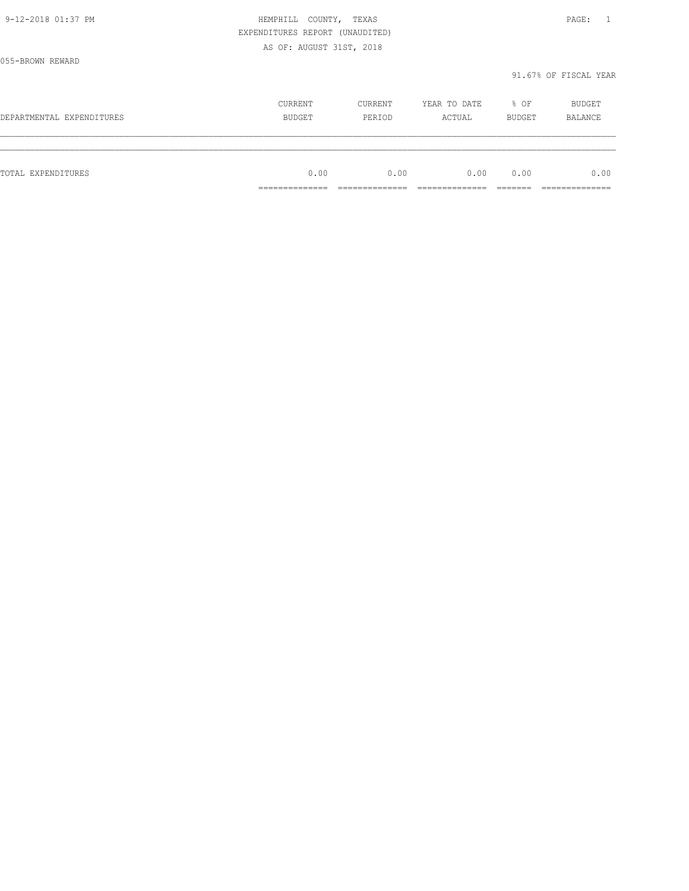9-12-2018 01:37 PM

HEMPHILL COUNTY, TEXAS

EXPENDITURES REPORT (UNAUDITED)

AS OF: AUGUST 31ST, 2018

055-BROWN REWARD

91.67% OF FISCAL YEAR

| DEPARTMENTAL EXPENDITURES | CURRENT BUDGET | CURRENT PERIOD | YEAR TO DATE ACTUAL | % OF BUDGET | BUDGET BALANCE |
|---|---|---|---|---|---|
| TOTAL EXPENDITURES | 0.00 | 0.00 | 0.00 | 0.00 | 0.00 |